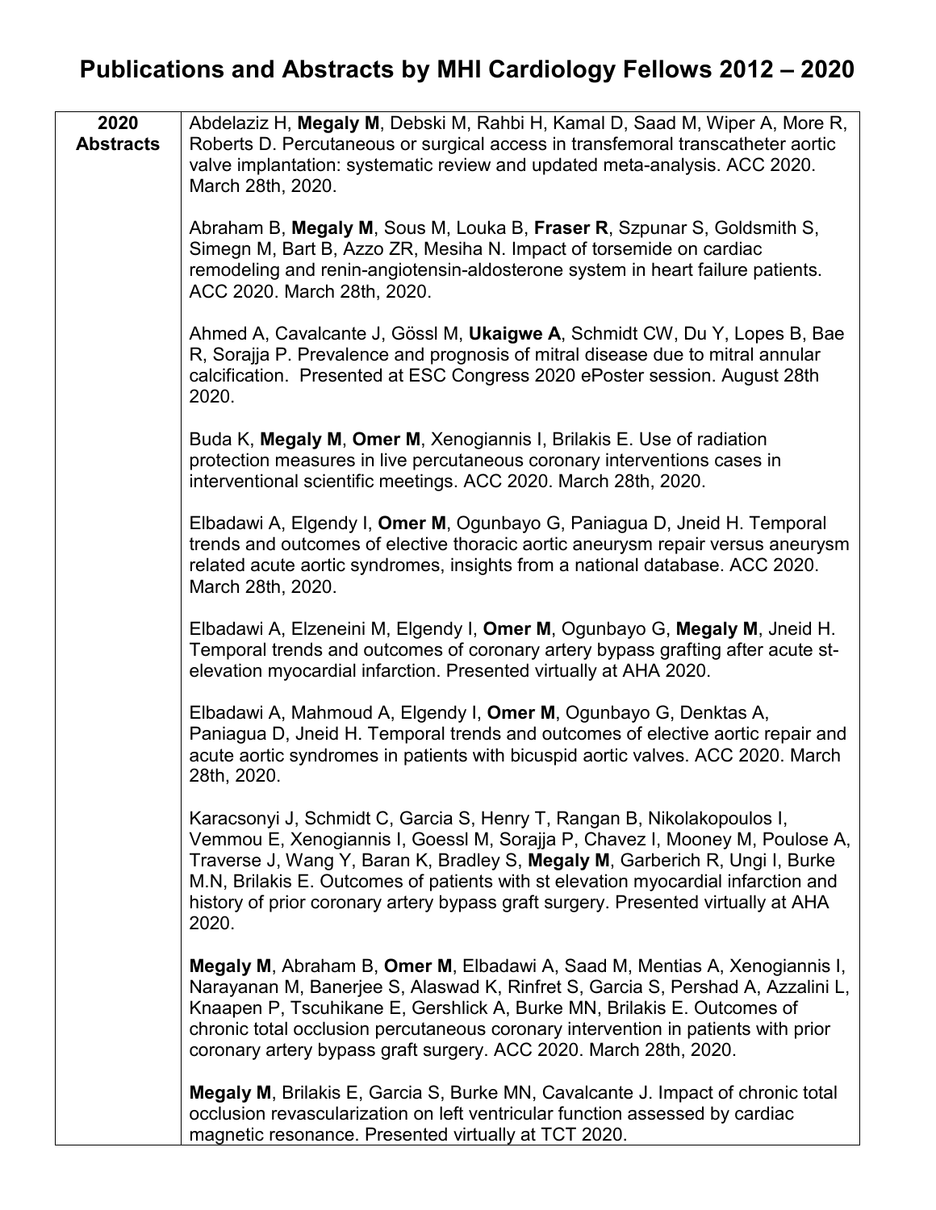# Publications and Abstracts by MHI Cardiology Fellows 2012 – 2020

| **2020 Abstracts** | Abdelaziz H, **Megaly M**, Debski M, Rahbi H, Kamal D, Saad M, Wiper A, More R, Roberts D. Percutaneous or surgical access in transfemoral transcatheter aortic valve implantation: systematic review and updated meta-analysis. ACC 2020. March 28th, 2020.<br><br>Abraham B, **Megaly M**, Sous M, Louka B, **Fraser R**, Szpunar S, Goldsmith S, Simegn M, Bart B, Azzo ZR, Mesiha N. Impact of torsemide on cardiac remodeling and renin-angiotensin-aldosterone system in heart failure patients. ACC 2020. March 28th, 2020.<br><br>Ahmed A, Cavalcante J, Gössl M, **Ukaigwe A**, Schmidt CW, Du Y, Lopes B, Bae R, Sorajja P. Prevalence and prognosis of mitral disease due to mitral annular calcification. Presented at ESC Congress 2020 ePoster session. August 28th 2020.<br><br>Buda K, **Megaly M**, **Omer M**, Xenogiannis I, Brilakis E. Use of radiation protection measures in live percutaneous coronary interventions cases in interventional scientific meetings. ACC 2020. March 28th, 2020.<br><br>Elbadawi A, Elgendy I, **Omer M**, Ogunbayo G, Paniagua D, Jneid H. Temporal trends and outcomes of elective thoracic aortic aneurysm repair versus aneurysm related acute aortic syndromes, insights from a national database. ACC 2020. March 28th, 2020.<br><br>Elbadawi A, Elzeneini M, Elgendy I, **Omer M**, Ogunbayo G, **Megaly M**, Jneid H. Temporal trends and outcomes of coronary artery bypass grafting after acute st-elevation myocardial infarction. Presented virtually at AHA 2020.<br><br>Elbadawi A, Mahmoud A, Elgendy I, **Omer M**, Ogunbayo G, Denktas A, Paniagua D, Jneid H. Temporal trends and outcomes of elective aortic repair and acute aortic syndromes in patients with bicuspid aortic valves. ACC 2020. March 28th, 2020.<br><br>Karacsonyi J, Schmidt C, Garcia S, Henry T, Rangan B, Nikolakopoulos I, Vemmou E, Xenogiannis I, Goessl M, Sorajja P, Chavez I, Mooney M, Poulose A, Traverse J, Wang Y, Baran K, Bradley S, **Megaly M**, Garberich R, Ungi I, Burke M.N, Brilakis E. Outcomes of patients with st elevation myocardial infarction and history of prior coronary artery bypass graft surgery. Presented virtually at AHA 2020.<br><br>**Megaly M**, Abraham B, **Omer M**, Elbadawi A, Saad M, Mentias A, Xenogiannis I, Narayanan M, Banerjee S, Alaswad K, Rinfret S, Garcia S, Pershad A, Azzalini L, Knaapen P, Tscuhikane E, Gershlick A, Burke MN, Brilakis E. Outcomes of chronic total occlusion percutaneous coronary intervention in patients with prior coronary artery bypass graft surgery. ACC 2020. March 28th, 2020.<br><br>**Megaly M**, Brilakis E, Garcia S, Burke MN, Cavalcante J. Impact of chronic total occlusion revascularization on left ventricular function assessed by cardiac magnetic resonance. Presented virtually at TCT 2020. |
|---|---|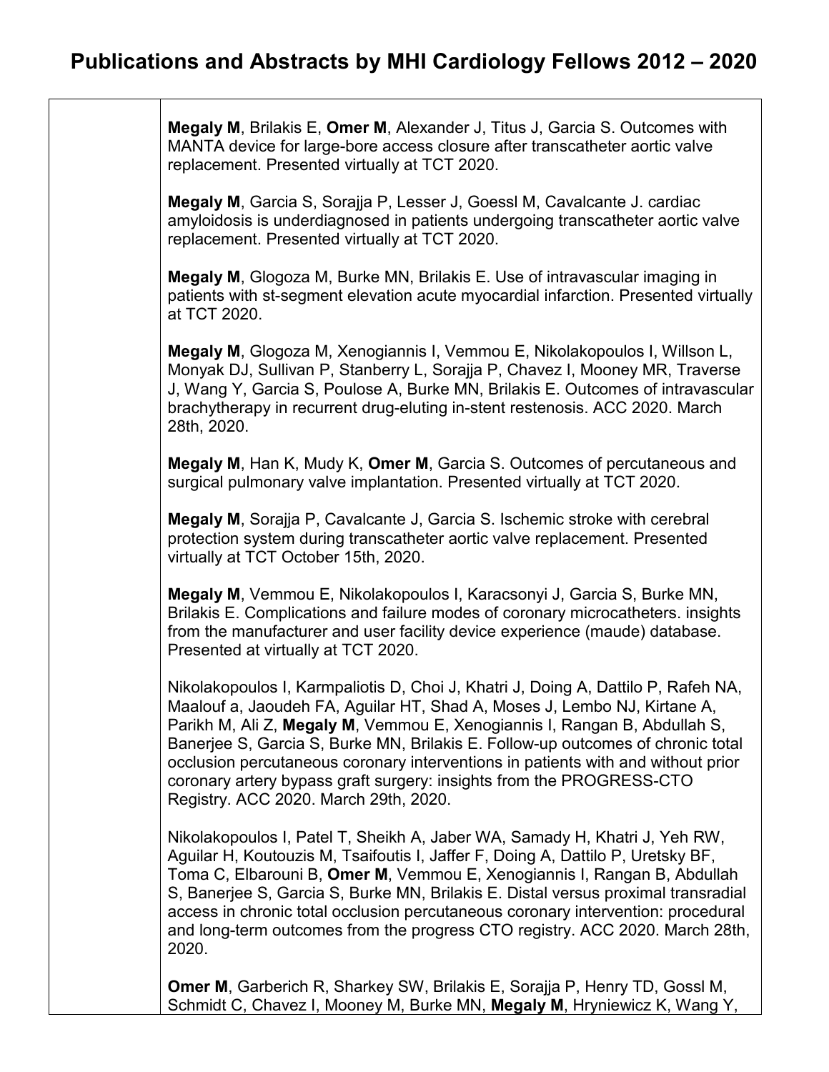# Publications and Abstracts by MHI Cardiology Fellows 2012 – 2020

**Megaly M**, Brilakis E, **Omer M**, Alexander J, Titus J, Garcia S. Outcomes with MANTA device for large-bore access closure after transcatheter aortic valve replacement. Presented virtually at TCT 2020.

**Megaly M**, Garcia S, Sorajja P, Lesser J, Goessl M, Cavalcante J. cardiac amyloidosis is underdiagnosed in patients undergoing transcatheter aortic valve replacement. Presented virtually at TCT 2020.

**Megaly M**, Glogoza M, Burke MN, Brilakis E. Use of intravascular imaging in patients with st-segment elevation acute myocardial infarction. Presented virtually at TCT 2020.

**Megaly M**, Glogoza M, Xenogiannis I, Vemmou E, Nikolakopoulos I, Willson L, Monyak DJ, Sullivan P, Stanberry L, Sorajja P, Chavez I, Mooney MR, Traverse J, Wang Y, Garcia S, Poulose A, Burke MN, Brilakis E. Outcomes of intravascular brachytherapy in recurrent drug-eluting in-stent restenosis. ACC 2020. March 28th, 2020.

**Megaly M**, Han K, Mudy K, **Omer M**, Garcia S. Outcomes of percutaneous and surgical pulmonary valve implantation. Presented virtually at TCT 2020.

**Megaly M**, Sorajja P, Cavalcante J, Garcia S. Ischemic stroke with cerebral protection system during transcatheter aortic valve replacement. Presented virtually at TCT October 15th, 2020.

**Megaly M**, Vemmou E, Nikolakopoulos I, Karacsonyi J, Garcia S, Burke MN, Brilakis E. Complications and failure modes of coronary microcatheters. insights from the manufacturer and user facility device experience (maude) database. Presented at virtually at TCT 2020.

Nikolakopoulos I, Karmpaliotis D, Choi J, Khatri J, Doing A, Dattilo P, Rafeh NA, Maalouf a, Jaoudeh FA, Aguilar HT, Shad A, Moses J, Lembo NJ, Kirtane A, Parikh M, Ali Z, **Megaly M**, Vemmou E, Xenogiannis I, Rangan B, Abdullah S, Banerjee S, Garcia S, Burke MN, Brilakis E. Follow-up outcomes of chronic total occlusion percutaneous coronary interventions in patients with and without prior coronary artery bypass graft surgery: insights from the PROGRESS-CTO Registry. ACC 2020. March 29th, 2020.

Nikolakopoulos I, Patel T, Sheikh A, Jaber WA, Samady H, Khatri J, Yeh RW, Aguilar H, Koutouzis M, Tsaifoutis I, Jaffer F, Doing A, Dattilo P, Uretsky BF, Toma C, Elbarouni B, **Omer M**, Vemmou E, Xenogiannis I, Rangan B, Abdullah S, Banerjee S, Garcia S, Burke MN, Brilakis E. Distal versus proximal transradial access in chronic total occlusion percutaneous coronary intervention: procedural and long-term outcomes from the progress CTO registry. ACC 2020. March 28th, 2020.

**Omer M**, Garberich R, Sharkey SW, Brilakis E, Sorajja P, Henry TD, Gossl M, Schmidt C, Chavez I, Mooney M, Burke MN, **Megaly M**, Hryniewicz K, Wang Y,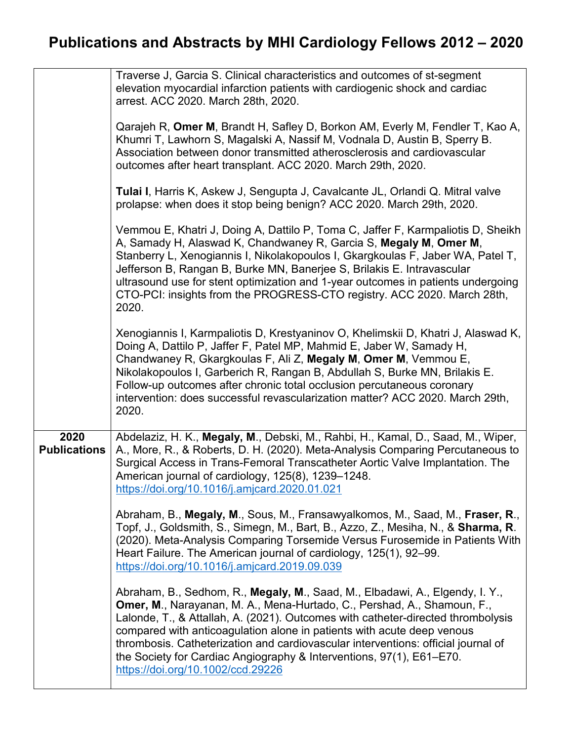# Publications and Abstracts by MHI Cardiology Fellows 2012 – 2020

| | |
|---|---|
| | Traverse J, Garcia S. Clinical characteristics and outcomes of st-segment elevation myocardial infarction patients with cardiogenic shock and cardiac arrest. ACC 2020. March 28th, 2020.<br><br>Qarajeh R, **Omer M**, Brandt H, Safley D, Borkon AM, Everly M, Fendler T, Kao A, Khumri T, Lawhorn S, Magalski A, Nassif M, Vodnala D, Austin B, Sperry B. Association between donor transmitted atherosclerosis and cardiovascular outcomes after heart transplant. ACC 2020. March 29th, 2020.<br><br>**Tulai I**, Harris K, Askew J, Sengupta J, Cavalcante JL, Orlandi Q. Mitral valve prolapse: when does it stop being benign? ACC 2020. March 29th, 2020.<br><br>Vemmou E, Khatri J, Doing A, Dattilo P, Toma C, Jaffer F, Karmpaliotis D, Sheikh A, Samady H, Alaswad K, Chandwaney R, Garcia S, **Megaly M**, **Omer M**, Stanberry L, Xenogiannis I, Nikolakopoulos I, Gkargkoulas F, Jaber WA, Patel T, Jefferson B, Rangan B, Burke MN, Banerjee S, Brilakis E. Intravascular ultrasound use for stent optimization and 1-year outcomes in patients undergoing CTO-PCI: insights from the PROGRESS-CTO registry. ACC 2020. March 28th, 2020.<br><br>Xenogiannis I, Karmpaliotis D, Krestyaninov O, Khelimskii D, Khatri J, Alaswad K, Doing A, Dattilo P, Jaffer F, Patel MP, Mahmid E, Jaber W, Samady H, Chandwaney R, Gkargkoulas F, Ali Z, **Megaly M**, **Omer M**, Vemmou E, Nikolakopoulos I, Garberich R, Rangan B, Abdullah S, Burke MN, Brilakis E. Follow-up outcomes after chronic total occlusion percutaneous coronary intervention: does successful revascularization matter? ACC 2020. March 29th, 2020. |
| **2020 Publications** | Abdelaziz, H. K., **Megaly, M**., Debski, M., Rahbi, H., Kamal, D., Saad, M., Wiper, A., More, R., & Roberts, D. H. (2020). Meta-Analysis Comparing Percutaneous to Surgical Access in Trans-Femoral Transcatheter Aortic Valve Implantation. The American journal of cardiology, 125(8), 1239–1248. https://doi.org/10.1016/j.amjcard.2020.01.021<br><br>Abraham, B., **Megaly, M**., Sous, M., Fransawyalkomos, M., Saad, M., **Fraser, R**., Topf, J., Goldsmith, S., Simegn, M., Bart, B., Azzo, Z., Mesiha, N., & **Sharma, R**. (2020). Meta-Analysis Comparing Torsemide Versus Furosemide in Patients With Heart Failure. The American journal of cardiology, 125(1), 92–99. https://doi.org/10.1016/j.amjcard.2019.09.039<br><br>Abraham, B., Sedhom, R., **Megaly, M**., Saad, M., Elbadawi, A., Elgendy, I. Y., **Omer, M**., Narayanan, M. A., Mena-Hurtado, C., Pershad, A., Shamoun, F., Lalonde, T., & Attallah, A. (2021). Outcomes with catheter-directed thrombolysis compared with anticoagulation alone in patients with acute deep venous thrombosis. Catheterization and cardiovascular interventions: official journal of the Society for Cardiac Angiography & Interventions, 97(1), E61–E70. https://doi.org/10.1002/ccd.29226 |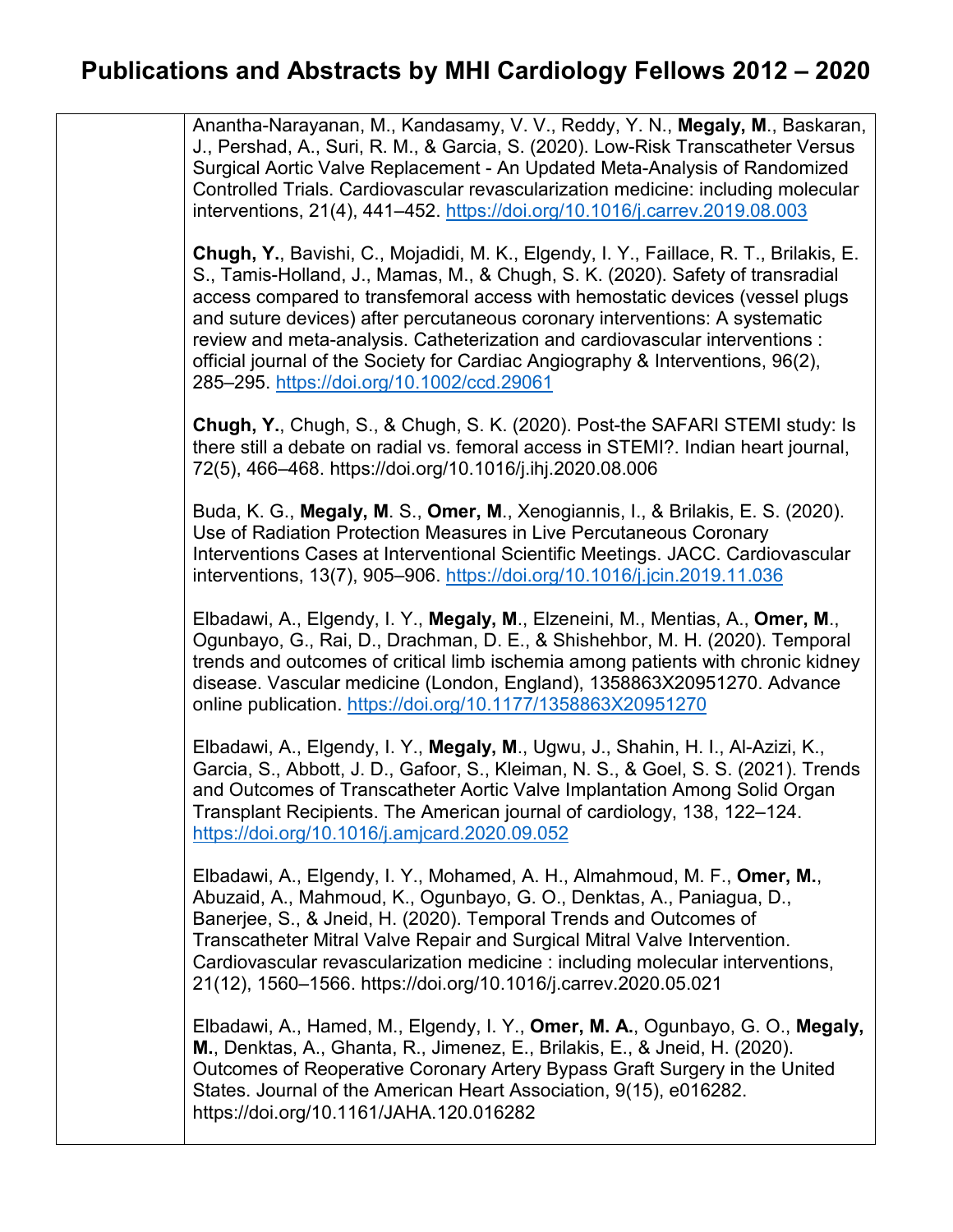# Publications and Abstracts by MHI Cardiology Fellows 2012 – 2020

| | |
|---|---|
| | Anantha-Narayanan, M., Kandasamy, V. V., Reddy, Y. N., **Megaly, M**., Baskaran, J., Pershad, A., Suri, R. M., & Garcia, S. (2020). Low-Risk Transcatheter Versus Surgical Aortic Valve Replacement - An Updated Meta-Analysis of Randomized Controlled Trials. Cardiovascular revascularization medicine: including molecular interventions, 21(4), 441–452. https://doi.org/10.1016/j.carrev.2019.08.003<br><br>**Chugh, Y.**, Bavishi, C., Mojadidi, M. K., Elgendy, I. Y., Faillace, R. T., Brilakis, E. S., Tamis-Holland, J., Mamas, M., & Chugh, S. K. (2020). Safety of transradial access compared to transfemoral access with hemostatic devices (vessel plugs and suture devices) after percutaneous coronary interventions: A systematic review and meta-analysis. Catheterization and cardiovascular interventions : official journal of the Society for Cardiac Angiography & Interventions, 96(2), 285–295. https://doi.org/10.1002/ccd.29061<br><br>**Chugh, Y.**, Chugh, S., & Chugh, S. K. (2020). Post-the SAFARI STEMI study: Is there still a debate on radial vs. femoral access in STEMI?. Indian heart journal, 72(5), 466–468. https://doi.org/10.1016/j.ihj.2020.08.006<br><br>Buda, K. G., **Megaly, M**. S., **Omer, M**., Xenogiannis, I., & Brilakis, E. S. (2020). Use of Radiation Protection Measures in Live Percutaneous Coronary Interventions Cases at Interventional Scientific Meetings. JACC. Cardiovascular interventions, 13(7), 905–906. https://doi.org/10.1016/j.jcin.2019.11.036<br><br>Elbadawi, A., Elgendy, I. Y., **Megaly, M**., Elzeneini, M., Mentias, A., **Omer, M**., Ogunbayo, G., Rai, D., Drachman, D. E., & Shishehbor, M. H. (2020). Temporal trends and outcomes of critical limb ischemia among patients with chronic kidney disease. Vascular medicine (London, England), 1358863X20951270. Advance online publication. https://doi.org/10.1177/1358863X20951270<br><br>Elbadawi, A., Elgendy, I. Y., **Megaly, M**., Ugwu, J., Shahin, H. I., Al-Azizi, K., Garcia, S., Abbott, J. D., Gafoor, S., Kleiman, N. S., & Goel, S. S. (2021). Trends and Outcomes of Transcatheter Aortic Valve Implantation Among Solid Organ Transplant Recipients. The American journal of cardiology, 138, 122–124. https://doi.org/10.1016/j.amjcard.2020.09.052<br><br>Elbadawi, A., Elgendy, I. Y., Mohamed, A. H., Almahmoud, M. F., **Omer, M.**, Abuzaid, A., Mahmoud, K., Ogunbayo, G. O., Denktas, A., Paniagua, D., Banerjee, S., & Jneid, H. (2020). Temporal Trends and Outcomes of Transcatheter Mitral Valve Repair and Surgical Mitral Valve Intervention. Cardiovascular revascularization medicine : including molecular interventions, 21(12), 1560–1566. https://doi.org/10.1016/j.carrev.2020.05.021<br><br>Elbadawi, A., Hamed, M., Elgendy, I. Y., **Omer, M. A.**, Ogunbayo, G. O., **Megaly, M.**, Denktas, A., Ghanta, R., Jimenez, E., Brilakis, E., & Jneid, H. (2020). Outcomes of Reoperative Coronary Artery Bypass Graft Surgery in the United States. Journal of the American Heart Association, 9(15), e016282. https://doi.org/10.1161/JAHA.120.016282 |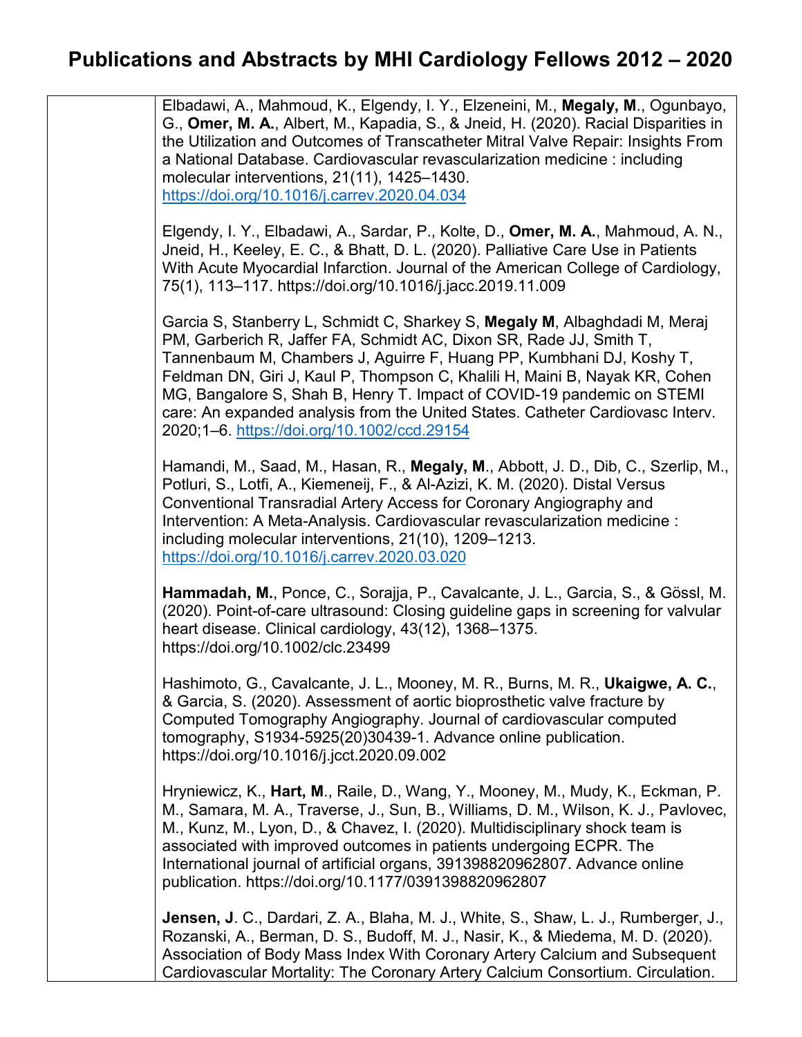# Publications and Abstracts by MHI Cardiology Fellows 2012 – 2020

| | |
|---|---|
| | Elbadawi, A., Mahmoud, K., Elgendy, I. Y., Elzeneini, M., **Megaly, M**., Ogunbayo, G., **Omer, M. A.**, Albert, M., Kapadia, S., & Jneid, H. (2020). Racial Disparities in the Utilization and Outcomes of Transcatheter Mitral Valve Repair: Insights From a National Database. Cardiovascular revascularization medicine : including molecular interventions, 21(11), 1425–1430. https://doi.org/10.1016/j.carrev.2020.04.034<br><br>Elgendy, I. Y., Elbadawi, A., Sardar, P., Kolte, D., **Omer, M. A.**, Mahmoud, A. N., Jneid, H., Keeley, E. C., & Bhatt, D. L. (2020). Palliative Care Use in Patients With Acute Myocardial Infarction. Journal of the American College of Cardiology, 75(1), 113–117. https://doi.org/10.1016/j.jacc.2019.11.009<br><br>Garcia S, Stanberry L, Schmidt C, Sharkey S, **Megaly M**, Albaghdadi M, Meraj PM, Garberich R, Jaffer FA, Schmidt AC, Dixon SR, Rade JJ, Smith T, Tannenbaum M, Chambers J, Aguirre F, Huang PP, Kumbhani DJ, Koshy T, Feldman DN, Giri J, Kaul P, Thompson C, Khalili H, Maini B, Nayak KR, Cohen MG, Bangalore S, Shah B, Henry T. Impact of COVID-19 pandemic on STEMI care: An expanded analysis from the United States. Catheter Cardiovasc Interv. 2020;1–6. https://doi.org/10.1002/ccd.29154<br><br>Hamandi, M., Saad, M., Hasan, R., **Megaly, M**., Abbott, J. D., Dib, C., Szerlip, M., Potluri, S., Lotfi, A., Kiemeneij, F., & Al-Azizi, K. M. (2020). Distal Versus Conventional Transradial Artery Access for Coronary Angiography and Intervention: A Meta-Analysis. Cardiovascular revascularization medicine : including molecular interventions, 21(10), 1209–1213. https://doi.org/10.1016/j.carrev.2020.03.020<br><br>**Hammadah, M.**, Ponce, C., Sorajja, P., Cavalcante, J. L., Garcia, S., & Gössl, M. (2020). Point-of-care ultrasound: Closing guideline gaps in screening for valvular heart disease. Clinical cardiology, 43(12), 1368–1375. https://doi.org/10.1002/clc.23499<br><br>Hashimoto, G., Cavalcante, J. L., Mooney, M. R., Burns, M. R., **Ukaigwe, A. C.**, & Garcia, S. (2020). Assessment of aortic bioprosthetic valve fracture by Computed Tomography Angiography. Journal of cardiovascular computed tomography, S1934-5925(20)30439-1. Advance online publication. https://doi.org/10.1016/j.jcct.2020.09.002<br><br>Hryniewicz, K., **Hart, M**., Raile, D., Wang, Y., Mooney, M., Mudy, K., Eckman, P. M., Samara, M. A., Traverse, J., Sun, B., Williams, D. M., Wilson, K. J., Pavlovec, M., Kunz, M., Lyon, D., & Chavez, I. (2020). Multidisciplinary shock team is associated with improved outcomes in patients undergoing ECPR. The International journal of artificial organs, 391398820962807. Advance online publication. https://doi.org/10.1177/0391398820962807<br><br>**Jensen, J**. C., Dardari, Z. A., Blaha, M. J., White, S., Shaw, L. J., Rumberger, J., Rozanski, A., Berman, D. S., Budoff, M. J., Nasir, K., & Miedema, M. D. (2020). Association of Body Mass Index With Coronary Artery Calcium and Subsequent Cardiovascular Mortality: The Coronary Artery Calcium Consortium. Circulation. |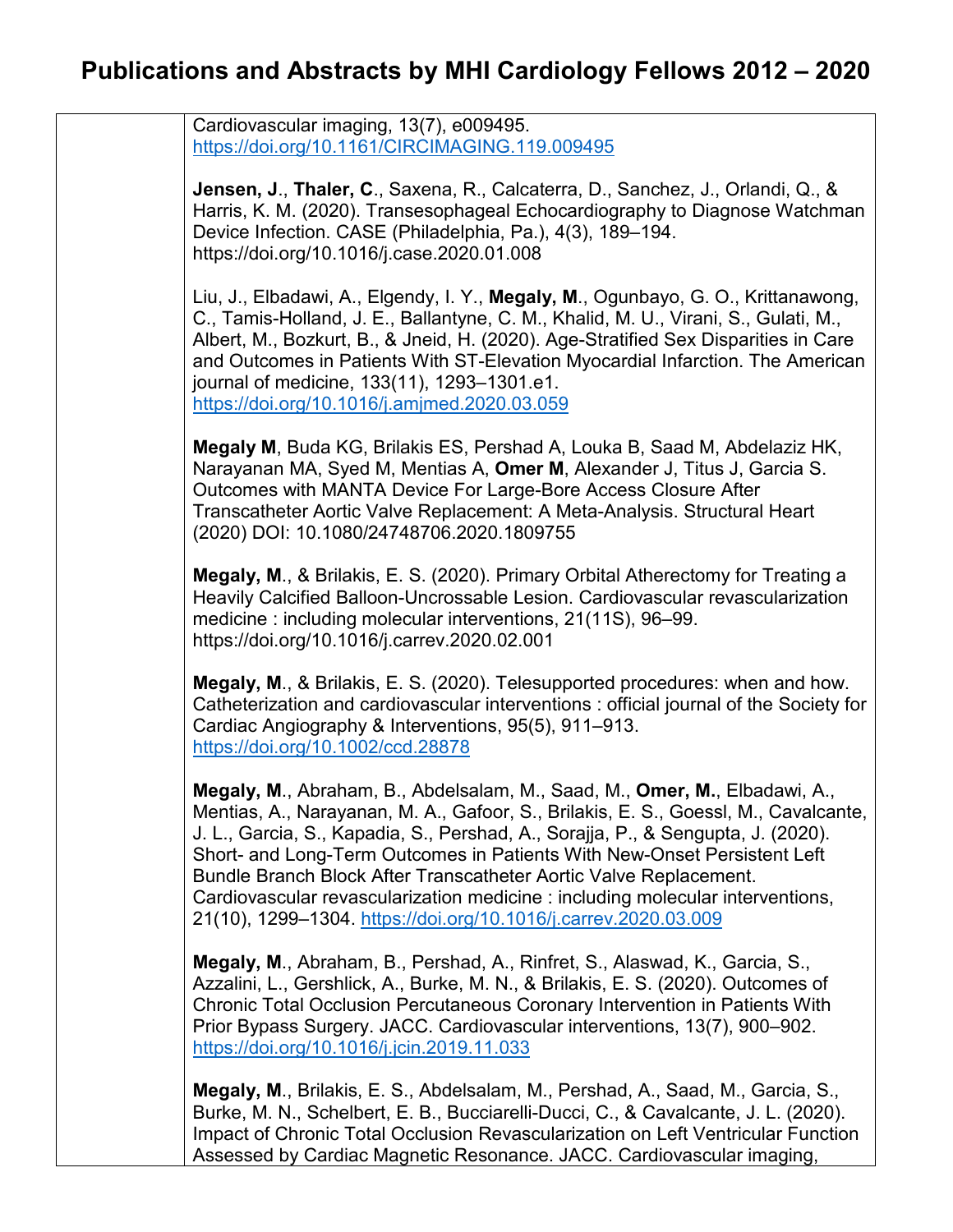# Publications and Abstracts by MHI Cardiology Fellows 2012 – 2020

Cardiovascular imaging, 13(7), e009495. https://doi.org/10.1161/CIRCIMAGING.119.009495

**Jensen, J**., **Thaler, C**., Saxena, R., Calcaterra, D., Sanchez, J., Orlandi, Q., & Harris, K. M. (2020). Transesophageal Echocardiography to Diagnose Watchman Device Infection. CASE (Philadelphia, Pa.), 4(3), 189–194. https://doi.org/10.1016/j.case.2020.01.008

Liu, J., Elbadawi, A., Elgendy, I. Y., **Megaly, M**., Ogunbayo, G. O., Krittanawong, C., Tamis-Holland, J. E., Ballantyne, C. M., Khalid, M. U., Virani, S., Gulati, M., Albert, M., Bozkurt, B., & Jneid, H. (2020). Age-Stratified Sex Disparities in Care and Outcomes in Patients With ST-Elevation Myocardial Infarction. The American journal of medicine, 133(11), 1293–1301.e1. https://doi.org/10.1016/j.amjmed.2020.03.059

**Megaly M**, Buda KG, Brilakis ES, Pershad A, Louka B, Saad M, Abdelaziz HK, Narayanan MA, Syed M, Mentias A, **Omer M**, Alexander J, Titus J, Garcia S. Outcomes with MANTA Device For Large-Bore Access Closure After Transcatheter Aortic Valve Replacement: A Meta-Analysis. Structural Heart (2020) DOI: 10.1080/24748706.2020.1809755

**Megaly, M**., & Brilakis, E. S. (2020). Primary Orbital Atherectomy for Treating a Heavily Calcified Balloon-Uncrossable Lesion. Cardiovascular revascularization medicine : including molecular interventions, 21(11S), 96–99. https://doi.org/10.1016/j.carrev.2020.02.001

**Megaly, M**., & Brilakis, E. S. (2020). Telesupported procedures: when and how. Catheterization and cardiovascular interventions : official journal of the Society for Cardiac Angiography & Interventions, 95(5), 911–913. https://doi.org/10.1002/ccd.28878

**Megaly, M**., Abraham, B., Abdelsalam, M., Saad, M., **Omer, M.**, Elbadawi, A., Mentias, A., Narayanan, M. A., Gafoor, S., Brilakis, E. S., Goessl, M., Cavalcante, J. L., Garcia, S., Kapadia, S., Pershad, A., Sorajja, P., & Sengupta, J. (2020). Short- and Long-Term Outcomes in Patients With New-Onset Persistent Left Bundle Branch Block After Transcatheter Aortic Valve Replacement. Cardiovascular revascularization medicine : including molecular interventions, 21(10), 1299–1304. https://doi.org/10.1016/j.carrev.2020.03.009

**Megaly, M**., Abraham, B., Pershad, A., Rinfret, S., Alaswad, K., Garcia, S., Azzalini, L., Gershlick, A., Burke, M. N., & Brilakis, E. S. (2020). Outcomes of Chronic Total Occlusion Percutaneous Coronary Intervention in Patients With Prior Bypass Surgery. JACC. Cardiovascular interventions, 13(7), 900–902. https://doi.org/10.1016/j.jcin.2019.11.033

**Megaly, M**., Brilakis, E. S., Abdelsalam, M., Pershad, A., Saad, M., Garcia, S., Burke, M. N., Schelbert, E. B., Bucciarelli-Ducci, C., & Cavalcante, J. L. (2020). Impact of Chronic Total Occlusion Revascularization on Left Ventricular Function Assessed by Cardiac Magnetic Resonance. JACC. Cardiovascular imaging,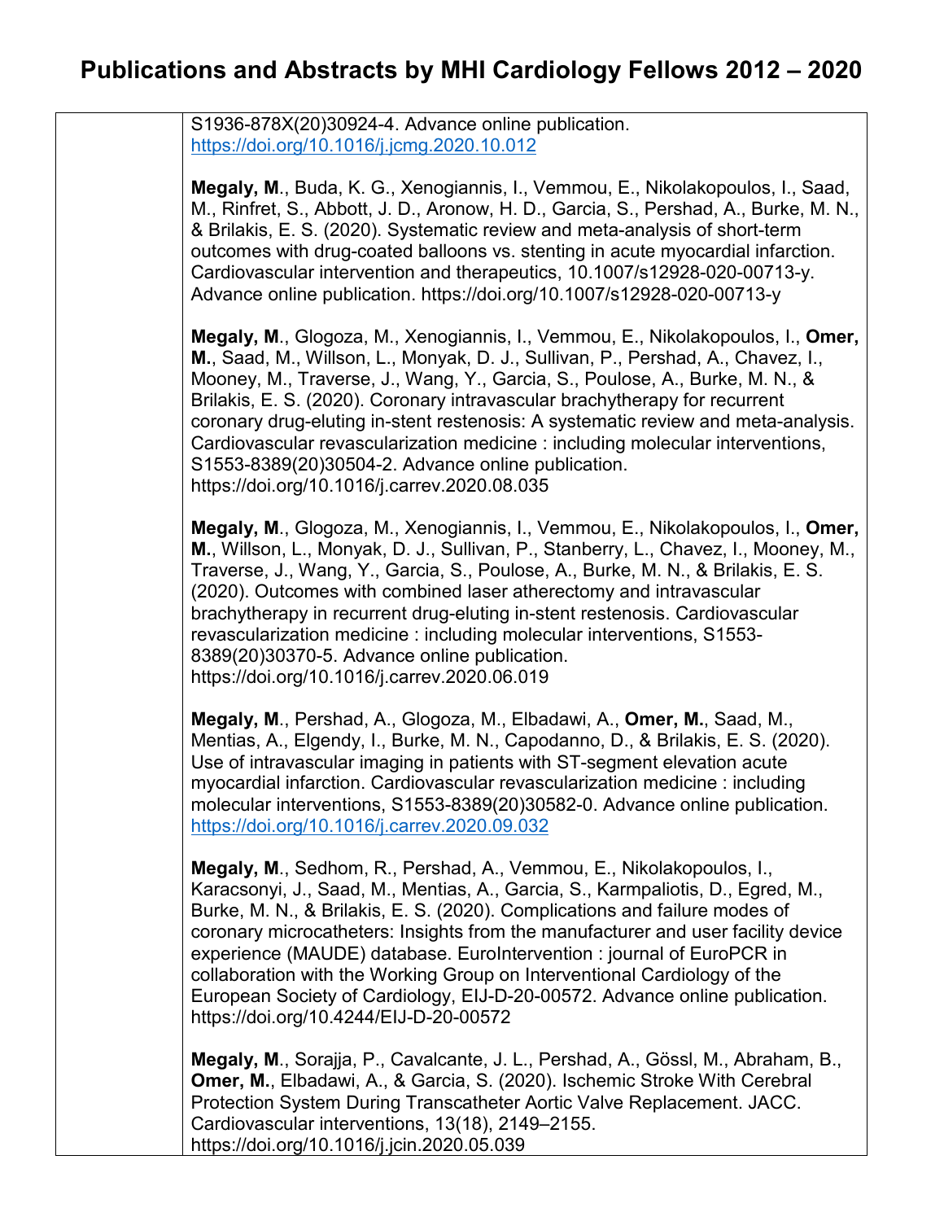S1936-878X(20)30924-4. Advance online publication. https://doi.org/10.1016/j.jcmg.2020.10.012

**Megaly, M**., Buda, K. G., Xenogiannis, I., Vemmou, E., Nikolakopoulos, I., Saad, M., Rinfret, S., Abbott, J. D., Aronow, H. D., Garcia, S., Pershad, A., Burke, M. N., & Brilakis, E. S. (2020). Systematic review and meta-analysis of short-term outcomes with drug-coated balloons vs. stenting in acute myocardial infarction. Cardiovascular intervention and therapeutics, 10.1007/s12928-020-00713-y. Advance online publication. https://doi.org/10.1007/s12928-020-00713-y

**Megaly, M**., Glogoza, M., Xenogiannis, I., Vemmou, E., Nikolakopoulos, I., **Omer, M.**, Saad, M., Willson, L., Monyak, D. J., Sullivan, P., Pershad, A., Chavez, I., Mooney, M., Traverse, J., Wang, Y., Garcia, S., Poulose, A., Burke, M. N., & Brilakis, E. S. (2020). Coronary intravascular brachytherapy for recurrent coronary drug-eluting in-stent restenosis: A systematic review and meta-analysis. Cardiovascular revascularization medicine : including molecular interventions, S1553-8389(20)30504-2. Advance online publication. https://doi.org/10.1016/j.carrev.2020.08.035

**Megaly, M**., Glogoza, M., Xenogiannis, I., Vemmou, E., Nikolakopoulos, I., **Omer, M.**, Willson, L., Monyak, D. J., Sullivan, P., Stanberry, L., Chavez, I., Mooney, M., Traverse, J., Wang, Y., Garcia, S., Poulose, A., Burke, M. N., & Brilakis, E. S. (2020). Outcomes with combined laser atherectomy and intravascular brachytherapy in recurrent drug-eluting in-stent restenosis. Cardiovascular revascularization medicine : including molecular interventions, S1553-8389(20)30370-5. Advance online publication. https://doi.org/10.1016/j.carrev.2020.06.019

**Megaly, M**., Pershad, A., Glogoza, M., Elbadawi, A., **Omer, M.**, Saad, M., Mentias, A., Elgendy, I., Burke, M. N., Capodanno, D., & Brilakis, E. S. (2020). Use of intravascular imaging in patients with ST-segment elevation acute myocardial infarction. Cardiovascular revascularization medicine : including molecular interventions, S1553-8389(20)30582-0. Advance online publication. https://doi.org/10.1016/j.carrev.2020.09.032

**Megaly, M**., Sedhom, R., Pershad, A., Vemmou, E., Nikolakopoulos, I., Karacsonyi, J., Saad, M., Mentias, A., Garcia, S., Karmpaliotis, D., Egred, M., Burke, M. N., & Brilakis, E. S. (2020). Complications and failure modes of coronary microcatheters: Insights from the manufacturer and user facility device experience (MAUDE) database. EuroIntervention : journal of EuroPCR in collaboration with the Working Group on Interventional Cardiology of the European Society of Cardiology, EIJ-D-20-00572. Advance online publication. https://doi.org/10.4244/EIJ-D-20-00572

**Megaly, M**., Sorajja, P., Cavalcante, J. L., Pershad, A., Gössl, M., Abraham, B., **Omer, M.**, Elbadawi, A., & Garcia, S. (2020). Ischemic Stroke With Cerebral Protection System During Transcatheter Aortic Valve Replacement. JACC. Cardiovascular interventions, 13(18), 2149–2155. https://doi.org/10.1016/j.jcin.2020.05.039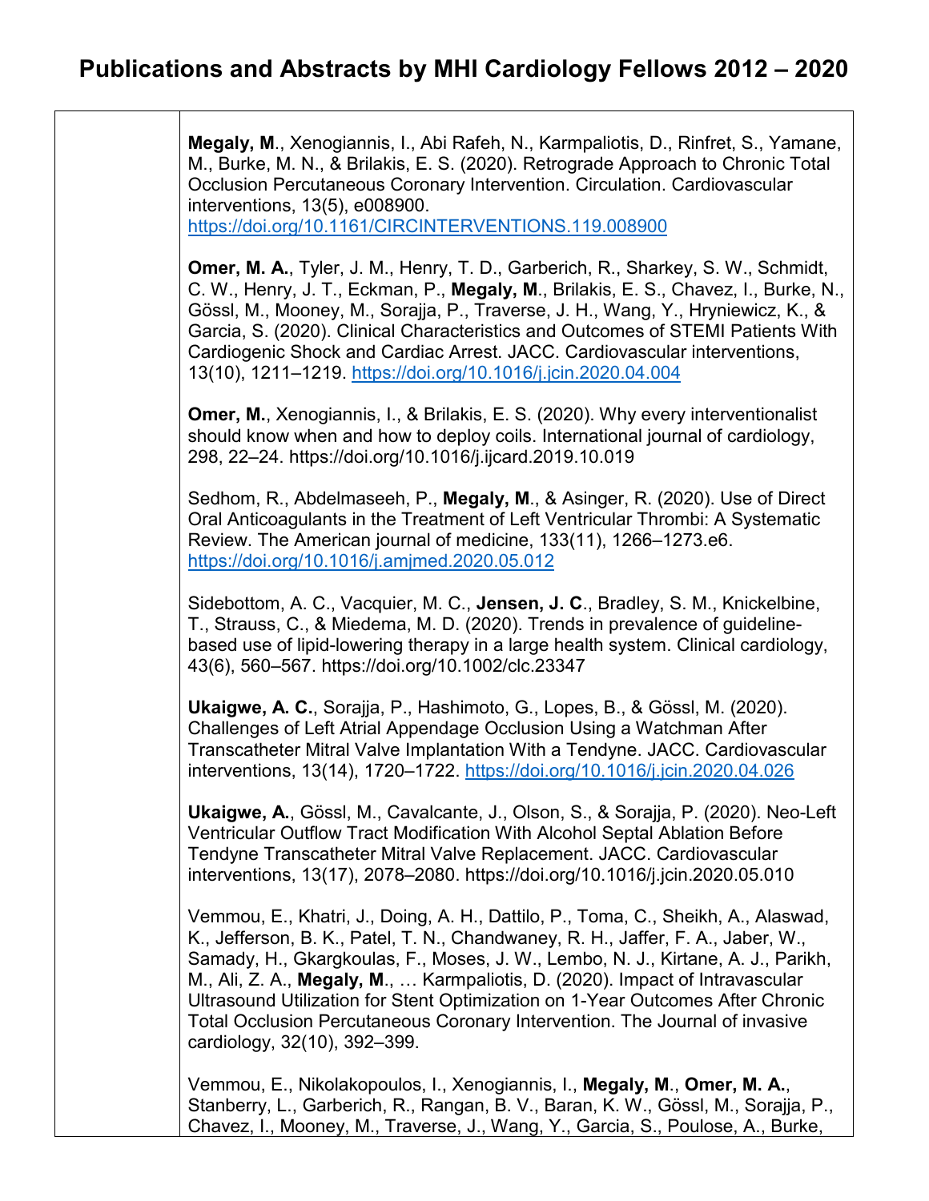# Publications and Abstracts by MHI Cardiology Fellows 2012 – 2020

**Megaly, M**., Xenogiannis, I., Abi Rafeh, N., Karmpaliotis, D., Rinfret, S., Yamane, M., Burke, M. N., & Brilakis, E. S. (2020). Retrograde Approach to Chronic Total Occlusion Percutaneous Coronary Intervention. Circulation. Cardiovascular interventions, 13(5), e008900. https://doi.org/10.1161/CIRCINTERVENTIONS.119.008900

**Omer, M. A.**, Tyler, J. M., Henry, T. D., Garberich, R., Sharkey, S. W., Schmidt, C. W., Henry, J. T., Eckman, P., **Megaly, M**., Brilakis, E. S., Chavez, I., Burke, N., Gössl, M., Mooney, M., Sorajja, P., Traverse, J. H., Wang, Y., Hryniewicz, K., & Garcia, S. (2020). Clinical Characteristics and Outcomes of STEMI Patients With Cardiogenic Shock and Cardiac Arrest. JACC. Cardiovascular interventions, 13(10), 1211–1219. https://doi.org/10.1016/j.jcin.2020.04.004

**Omer, M.**, Xenogiannis, I., & Brilakis, E. S. (2020). Why every interventionalist should know when and how to deploy coils. International journal of cardiology, 298, 22–24. https://doi.org/10.1016/j.ijcard.2019.10.019

Sedhom, R., Abdelmaseeh, P., **Megaly, M**., & Asinger, R. (2020). Use of Direct Oral Anticoagulants in the Treatment of Left Ventricular Thrombi: A Systematic Review. The American journal of medicine, 133(11), 1266–1273.e6. https://doi.org/10.1016/j.amjmed.2020.05.012

Sidebottom, A. C., Vacquier, M. C., **Jensen, J. C**., Bradley, S. M., Knickelbine, T., Strauss, C., & Miedema, M. D. (2020). Trends in prevalence of guideline-based use of lipid-lowering therapy in a large health system. Clinical cardiology, 43(6), 560–567. https://doi.org/10.1002/clc.23347

**Ukaigwe, A. C.**, Sorajja, P., Hashimoto, G., Lopes, B., & Gössl, M. (2020). Challenges of Left Atrial Appendage Occlusion Using a Watchman After Transcatheter Mitral Valve Implantation With a Tendyne. JACC. Cardiovascular interventions, 13(14), 1720–1722. https://doi.org/10.1016/j.jcin.2020.04.026

**Ukaigwe, A.**, Gössl, M., Cavalcante, J., Olson, S., & Sorajja, P. (2020). Neo-Left Ventricular Outflow Tract Modification With Alcohol Septal Ablation Before Tendyne Transcatheter Mitral Valve Replacement. JACC. Cardiovascular interventions, 13(17), 2078–2080. https://doi.org/10.1016/j.jcin.2020.05.010

Vemmou, E., Khatri, J., Doing, A. H., Dattilo, P., Toma, C., Sheikh, A., Alaswad, K., Jefferson, B. K., Patel, T. N., Chandwaney, R. H., Jaffer, F. A., Jaber, W., Samady, H., Gkargkoulas, F., Moses, J. W., Lembo, N. J., Kirtane, A. J., Parikh, M., Ali, Z. A., **Megaly, M**., … Karmpaliotis, D. (2020). Impact of Intravascular Ultrasound Utilization for Stent Optimization on 1-Year Outcomes After Chronic Total Occlusion Percutaneous Coronary Intervention. The Journal of invasive cardiology, 32(10), 392–399.

Vemmou, E., Nikolakopoulos, I., Xenogiannis, I., **Megaly, M**., **Omer, M. A.**, Stanberry, L., Garberich, R., Rangan, B. V., Baran, K. W., Gössl, M., Sorajja, P., Chavez, I., Mooney, M., Traverse, J., Wang, Y., Garcia, S., Poulose, A., Burke,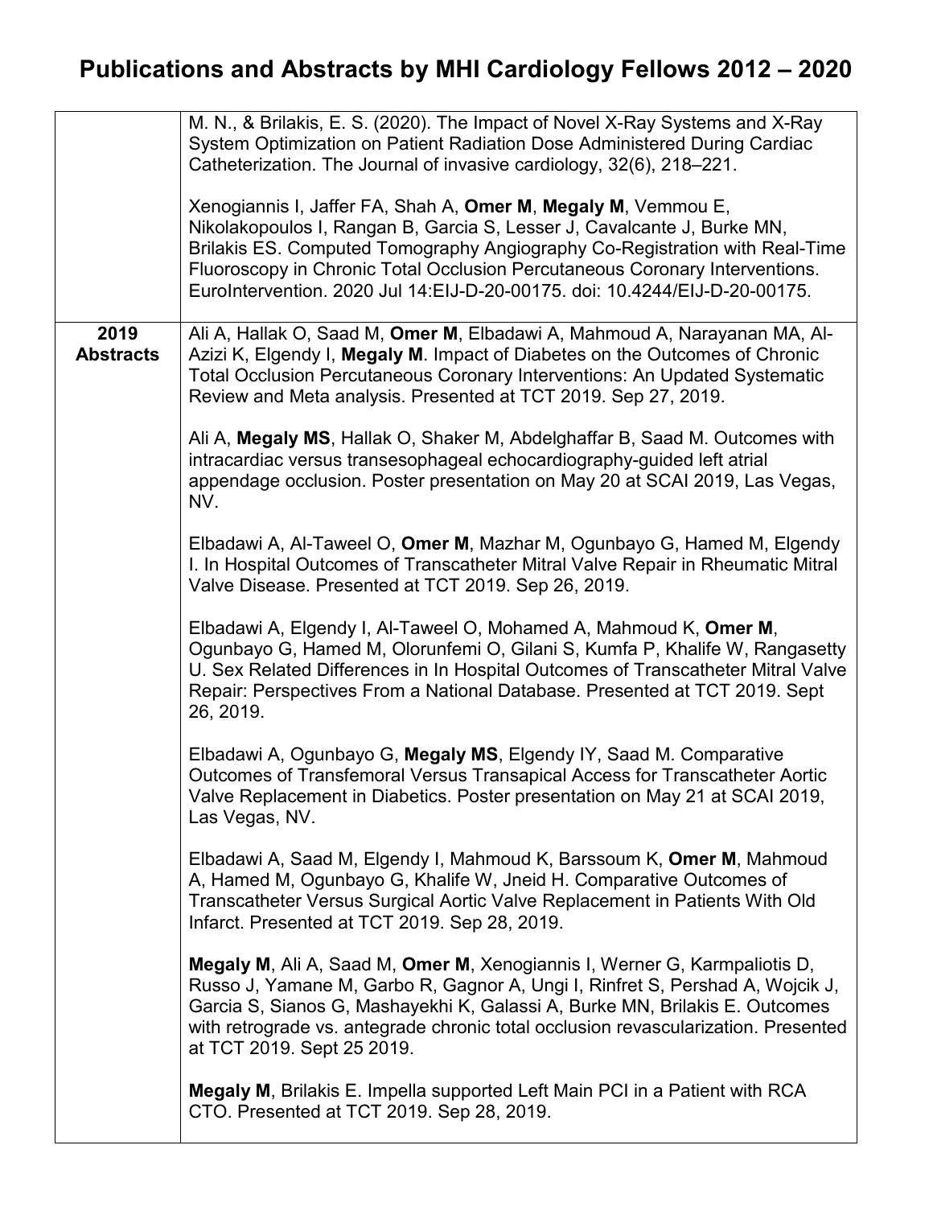# Publications and Abstracts by MHI Cardiology Fellows 2012 – 2020

| | |
|---|---|
| | M. N., & Brilakis, E. S. (2020). The Impact of Novel X-Ray Systems and X-Ray System Optimization on Patient Radiation Dose Administered During Cardiac Catheterization. The Journal of invasive cardiology, 32(6), 218–221.<br><br>Xenogiannis I, Jaffer FA, Shah A, **Omer M**, **Megaly M**, Vemmou E, Nikolakopoulos I, Rangan B, Garcia S, Lesser J, Cavalcante J, Burke MN, Brilakis ES. Computed Tomography Angiography Co-Registration with Real-Time Fluoroscopy in Chronic Total Occlusion Percutaneous Coronary Interventions. EuroIntervention. 2020 Jul 14:EIJ-D-20-00175. doi: 10.4244/EIJ-D-20-00175. |
| **2019 Abstracts** | Ali A, Hallak O, Saad M, **Omer M**, Elbadawi A, Mahmoud A, Narayanan MA, Al-Azizi K, Elgendy I, **Megaly M**. Impact of Diabetes on the Outcomes of Chronic Total Occlusion Percutaneous Coronary Interventions: An Updated Systematic Review and Meta analysis. Presented at TCT 2019. Sep 27, 2019.<br><br>Ali A, **Megaly MS**, Hallak O, Shaker M, Abdelghaffar B, Saad M. Outcomes with intracardiac versus transesophageal echocardiography-guided left atrial appendage occlusion. Poster presentation on May 20 at SCAI 2019, Las Vegas, NV.<br><br>Elbadawi A, Al-Taweel O, **Omer M**, Mazhar M, Ogunbayo G, Hamed M, Elgendy I. In Hospital Outcomes of Transcatheter Mitral Valve Repair in Rheumatic Mitral Valve Disease. Presented at TCT 2019. Sep 26, 2019.<br><br>Elbadawi A, Elgendy I, Al-Taweel O, Mohamed A, Mahmoud K, **Omer M**, Ogunbayo G, Hamed M, Olorunfemi O, Gilani S, Kumfa P, Khalife W, Rangasetty U. Sex Related Differences in In Hospital Outcomes of Transcatheter Mitral Valve Repair: Perspectives From a National Database. Presented at TCT 2019. Sept 26, 2019.<br><br>Elbadawi A, Ogunbayo G, **Megaly MS**, Elgendy IY, Saad M. Comparative Outcomes of Transfemoral Versus Transapical Access for Transcatheter Aortic Valve Replacement in Diabetics. Poster presentation on May 21 at SCAI 2019, Las Vegas, NV.<br><br>Elbadawi A, Saad M, Elgendy I, Mahmoud K, Barssoum K, **Omer M**, Mahmoud A, Hamed M, Ogunbayo G, Khalife W, Jneid H. Comparative Outcomes of Transcatheter Versus Surgical Aortic Valve Replacement in Patients With Old Infarct. Presented at TCT 2019. Sep 28, 2019.<br><br>**Megaly M**, Ali A, Saad M, **Omer M**, Xenogiannis I, Werner G, Karmpaliotis D, Russo J, Yamane M, Garbo R, Gagnor A, Ungi I, Rinfret S, Pershad A, Wojcik J, Garcia S, Sianos G, Mashayekhi K, Galassi A, Burke MN, Brilakis E. Outcomes with retrograde vs. antegrade chronic total occlusion revascularization. Presented at TCT 2019. Sept 25 2019.<br><br>**Megaly M**, Brilakis E. Impella supported Left Main PCI in a Patient with RCA CTO. Presented at TCT 2019. Sep 28, 2019. |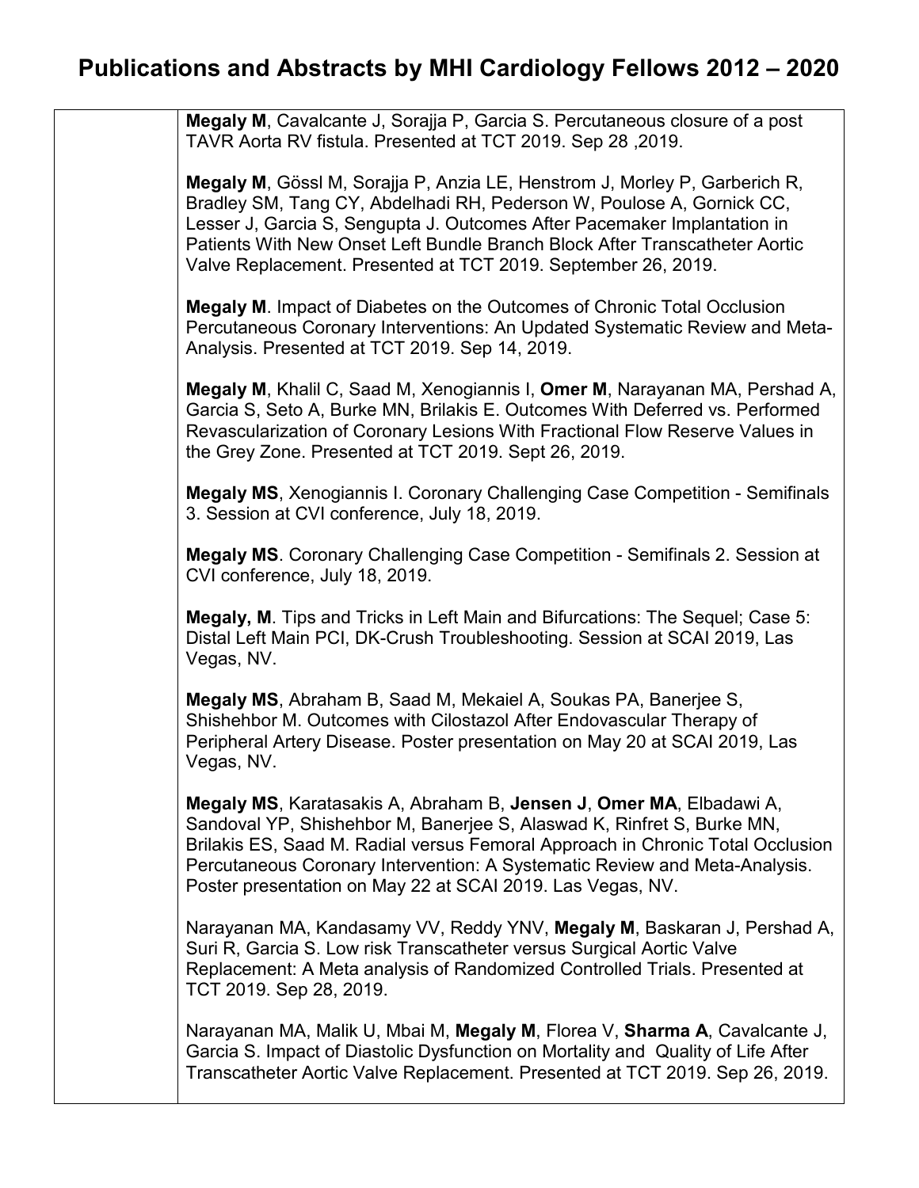# Publications and Abstracts by MHI Cardiology Fellows 2012 – 2020

**Megaly M**, Cavalcante J, Sorajja P, Garcia S. Percutaneous closure of a post TAVR Aorta RV fistula. Presented at TCT 2019. Sep 28 ,2019.

**Megaly M**, Gössl M, Sorajja P, Anzia LE, Henstrom J, Morley P, Garberich R, Bradley SM, Tang CY, Abdelhadi RH, Pederson W, Poulose A, Gornick CC, Lesser J, Garcia S, Sengupta J. Outcomes After Pacemaker Implantation in Patients With New Onset Left Bundle Branch Block After Transcatheter Aortic Valve Replacement. Presented at TCT 2019. September 26, 2019.

**Megaly M**. Impact of Diabetes on the Outcomes of Chronic Total Occlusion Percutaneous Coronary Interventions: An Updated Systematic Review and Meta-Analysis. Presented at TCT 2019. Sep 14, 2019.

**Megaly M**, Khalil C, Saad M, Xenogiannis I, **Omer M**, Narayanan MA, Pershad A, Garcia S, Seto A, Burke MN, Brilakis E. Outcomes With Deferred vs. Performed Revascularization of Coronary Lesions With Fractional Flow Reserve Values in the Grey Zone. Presented at TCT 2019. Sept 26, 2019.

**Megaly MS**, Xenogiannis I. Coronary Challenging Case Competition - Semifinals 3. Session at CVI conference, July 18, 2019.

**Megaly MS**. Coronary Challenging Case Competition - Semifinals 2. Session at CVI conference, July 18, 2019.

**Megaly, M**. Tips and Tricks in Left Main and Bifurcations: The Sequel; Case 5: Distal Left Main PCI, DK-Crush Troubleshooting. Session at SCAI 2019, Las Vegas, NV.

**Megaly MS**, Abraham B, Saad M, Mekaiel A, Soukas PA, Banerjee S, Shishehbor M. Outcomes with Cilostazol After Endovascular Therapy of Peripheral Artery Disease. Poster presentation on May 20 at SCAI 2019, Las Vegas, NV.

**Megaly MS**, Karatasakis A, Abraham B, **Jensen J**, **Omer MA**, Elbadawi A, Sandoval YP, Shishehbor M, Banerjee S, Alaswad K, Rinfret S, Burke MN, Brilakis ES, Saad M. Radial versus Femoral Approach in Chronic Total Occlusion Percutaneous Coronary Intervention: A Systematic Review and Meta-Analysis. Poster presentation on May 22 at SCAI 2019. Las Vegas, NV.

Narayanan MA, Kandasamy VV, Reddy YNV, **Megaly M**, Baskaran J, Pershad A, Suri R, Garcia S. Low risk Transcatheter versus Surgical Aortic Valve Replacement: A Meta analysis of Randomized Controlled Trials. Presented at TCT 2019. Sep 28, 2019.

Narayanan MA, Malik U, Mbai M, **Megaly M**, Florea V, **Sharma A**, Cavalcante J, Garcia S. Impact of Diastolic Dysfunction on Mortality and Quality of Life After Transcatheter Aortic Valve Replacement. Presented at TCT 2019. Sep 26, 2019.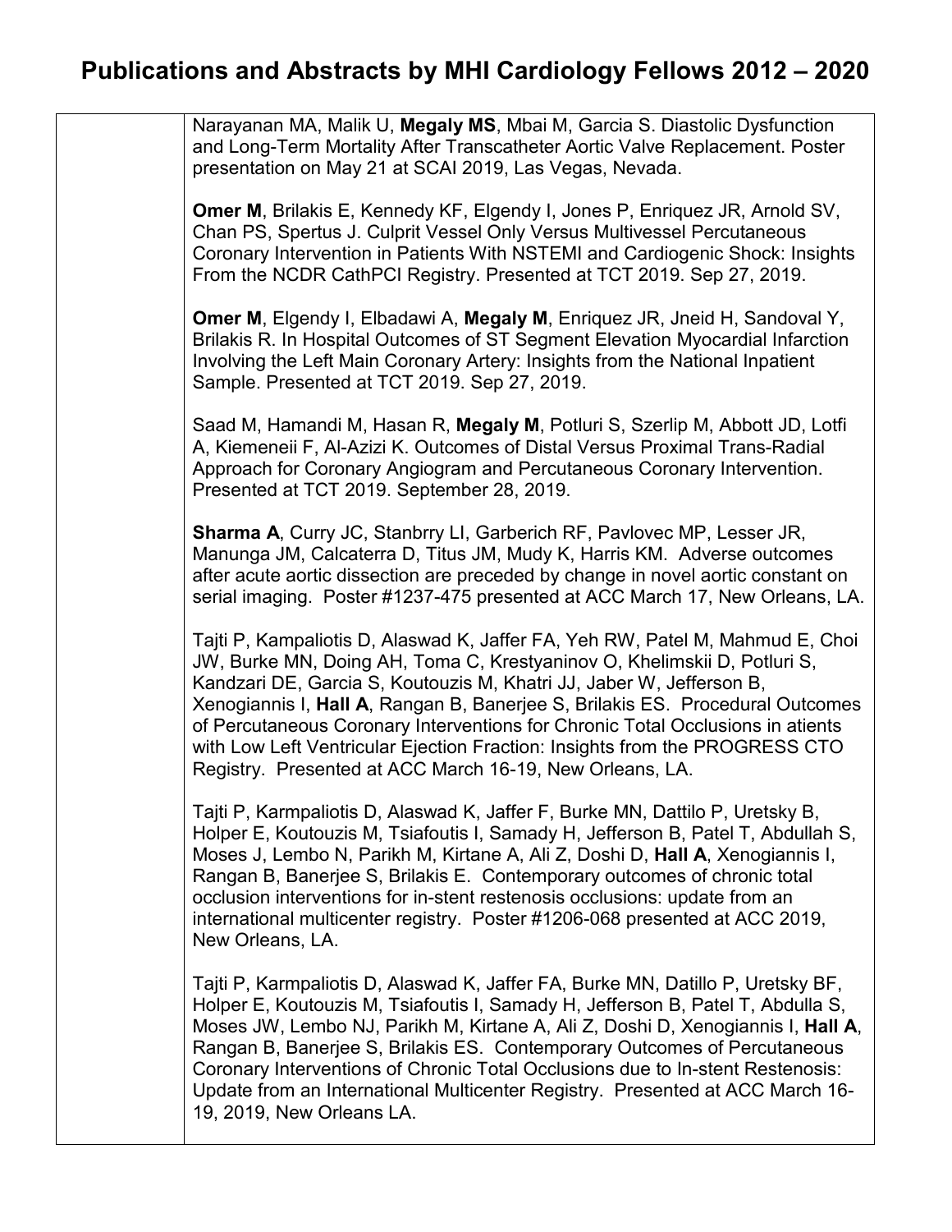Narayanan MA, Malik U, **Megaly MS**, Mbai M, Garcia S. Diastolic Dysfunction and Long-Term Mortality After Transcatheter Aortic Valve Replacement. Poster presentation on May 21 at SCAI 2019, Las Vegas, Nevada.

**Omer M**, Brilakis E, Kennedy KF, Elgendy I, Jones P, Enriquez JR, Arnold SV, Chan PS, Spertus J. Culprit Vessel Only Versus Multivessel Percutaneous Coronary Intervention in Patients With NSTEMI and Cardiogenic Shock: Insights From the NCDR CathPCI Registry. Presented at TCT 2019. Sep 27, 2019.

**Omer M**, Elgendy I, Elbadawi A, **Megaly M**, Enriquez JR, Jneid H, Sandoval Y, Brilakis R. In Hospital Outcomes of ST Segment Elevation Myocardial Infarction Involving the Left Main Coronary Artery: Insights from the National Inpatient Sample. Presented at TCT 2019. Sep 27, 2019.

Saad M, Hamandi M, Hasan R, **Megaly M**, Potluri S, Szerlip M, Abbott JD, Lotfi A, Kiemeneii F, Al-Azizi K. Outcomes of Distal Versus Proximal Trans-Radial Approach for Coronary Angiogram and Percutaneous Coronary Intervention. Presented at TCT 2019. September 28, 2019.

**Sharma A**, Curry JC, Stanbrry LI, Garberich RF, Pavlovec MP, Lesser JR, Manunga JM, Calcaterra D, Titus JM, Mudy K, Harris KM. Adverse outcomes after acute aortic dissection are preceded by change in novel aortic constant on serial imaging. Poster #1237-475 presented at ACC March 17, New Orleans, LA.

Tajti P, Kampaliotis D, Alaswad K, Jaffer FA, Yeh RW, Patel M, Mahmud E, Choi JW, Burke MN, Doing AH, Toma C, Krestyaninov O, Khelimskii D, Potluri S, Kandzari DE, Garcia S, Koutouzis M, Khatri JJ, Jaber W, Jefferson B, Xenogiannis I, **Hall A**, Rangan B, Banerjee S, Brilakis ES. Procedural Outcomes of Percutaneous Coronary Interventions for Chronic Total Occlusions in atients with Low Left Ventricular Ejection Fraction: Insights from the PROGRESS CTO Registry. Presented at ACC March 16-19, New Orleans, LA.

Tajti P, Karmpaliotis D, Alaswad K, Jaffer F, Burke MN, Dattilo P, Uretsky B, Holper E, Koutouzis M, Tsiafoutis I, Samady H, Jefferson B, Patel T, Abdullah S, Moses J, Lembo N, Parikh M, Kirtane A, Ali Z, Doshi D, **Hall A**, Xenogiannis I, Rangan B, Banerjee S, Brilakis E. Contemporary outcomes of chronic total occlusion interventions for in-stent restenosis occlusions: update from an international multicenter registry. Poster #1206-068 presented at ACC 2019, New Orleans, LA.

Tajti P, Karmpaliotis D, Alaswad K, Jaffer FA, Burke MN, Datillo P, Uretsky BF, Holper E, Koutouzis M, Tsiafoutis I, Samady H, Jefferson B, Patel T, Abdulla S, Moses JW, Lembo NJ, Parikh M, Kirtane A, Ali Z, Doshi D, Xenogiannis I, **Hall A**, Rangan B, Banerjee S, Brilakis ES. Contemporary Outcomes of Percutaneous Coronary Interventions of Chronic Total Occlusions due to In-stent Restenosis: Update from an International Multicenter Registry. Presented at ACC March 16-19, 2019, New Orleans LA.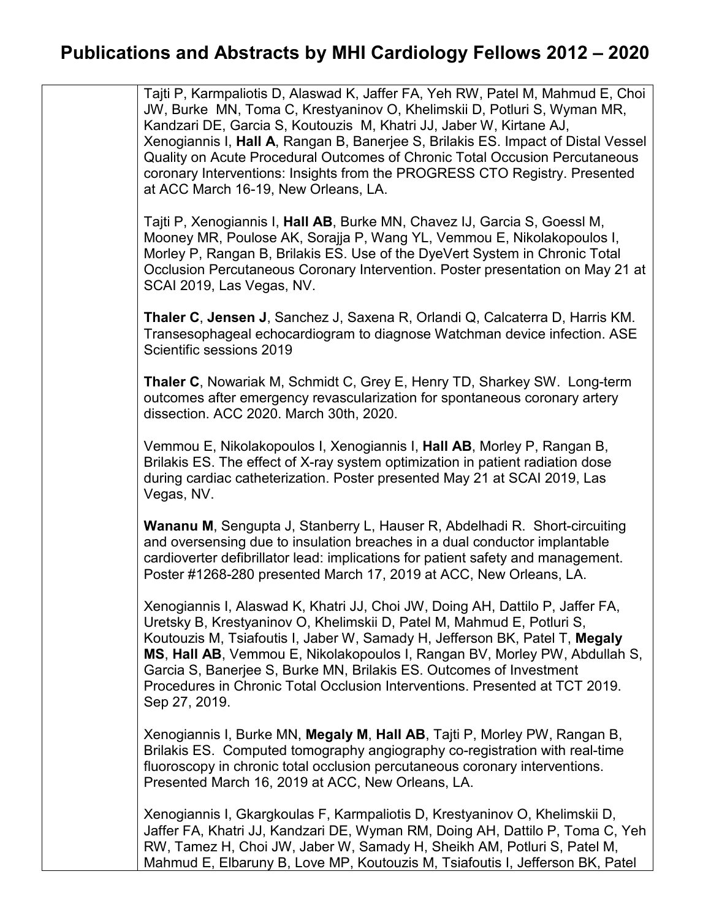# Publications and Abstracts by MHI Cardiology Fellows 2012 – 2020

| | |
|---|---|
| | Tajti P, Karmpaliotis D, Alaswad K, Jaffer FA, Yeh RW, Patel M, Mahmud E, Choi JW, Burke MN, Toma C, Krestyaninov O, Khelimskii D, Potluri S, Wyman MR, Kandzari DE, Garcia S, Koutouzis M, Khatri JJ, Jaber W, Kirtane AJ, Xenogiannis I, **Hall A**, Rangan B, Banerjee S, Brilakis ES. Impact of Distal Vessel Quality on Acute Procedural Outcomes of Chronic Total Occlusion Percutaneous coronary Interventions: Insights from the PROGRESS CTO Registry. Presented at ACC March 16-19, New Orleans, LA.<br><br>Tajti P, Xenogiannis I, **Hall AB**, Burke MN, Chavez IJ, Garcia S, Goessl M, Mooney MR, Poulose AK, Sorajja P, Wang YL, Vemmou E, Nikolakopoulos I, Morley P, Rangan B, Brilakis ES. Use of the DyeVert System in Chronic Total Occlusion Percutaneous Coronary Intervention. Poster presentation on May 21 at SCAI 2019, Las Vegas, NV.<br><br>**Thaler C**, **Jensen J**, Sanchez J, Saxena R, Orlandi Q, Calcaterra D, Harris KM. Transesophageal echocardiogram to diagnose Watchman device infection. ASE Scientific sessions 2019<br><br>**Thaler C**, Nowariak M, Schmidt C, Grey E, Henry TD, Sharkey SW. Long-term outcomes after emergency revascularization for spontaneous coronary artery dissection. ACC 2020. March 30th, 2020.<br><br>Vemmou E, Nikolakopoulos I, Xenogiannis I, **Hall AB**, Morley P, Rangan B, Brilakis ES. The effect of X-ray system optimization in patient radiation dose during cardiac catheterization. Poster presented May 21 at SCAI 2019, Las Vegas, NV.<br><br>**Wananu M**, Sengupta J, Stanberry L, Hauser R, Abdelhadi R. Short-circuiting and oversensing due to insulation breaches in a dual conductor implantable cardioverter defibrillator lead: implications for patient safety and management. Poster #1268-280 presented March 17, 2019 at ACC, New Orleans, LA.<br><br>Xenogiannis I, Alaswad K, Khatri JJ, Choi JW, Doing AH, Dattilo P, Jaffer FA, Uretsky B, Krestyaninov O, Khelimskii D, Patel M, Mahmud E, Potluri S, Koutouzis M, Tsiafoutis I, Jaber W, Samady H, Jefferson BK, Patel T, **Megaly MS**, **Hall AB**, Vemmou E, Nikolakopoulos I, Rangan BV, Morley PW, Abdullah S, Garcia S, Banerjee S, Burke MN, Brilakis ES. Outcomes of Investment Procedures in Chronic Total Occlusion Interventions. Presented at TCT 2019. Sep 27, 2019.<br><br>Xenogiannis I, Burke MN, **Megaly M**, **Hall AB**, Tajti P, Morley PW, Rangan B, Brilakis ES. Computed tomography angiography co-registration with real-time fluoroscopy in chronic total occlusion percutaneous coronary interventions. Presented March 16, 2019 at ACC, New Orleans, LA.<br><br>Xenogiannis I, Gkargkoulas F, Karmpaliotis D, Krestyaninov O, Khelimskii D, Jaffer FA, Khatri JJ, Kandzari DE, Wyman RM, Doing AH, Dattilo P, Toma C, Yeh RW, Tamez H, Choi JW, Jaber W, Samady H, Sheikh AM, Potluri S, Patel M, Mahmud E, Elbaruny B, Love MP, Koutouzis M, Tsiafoutis I, Jefferson BK, Patel |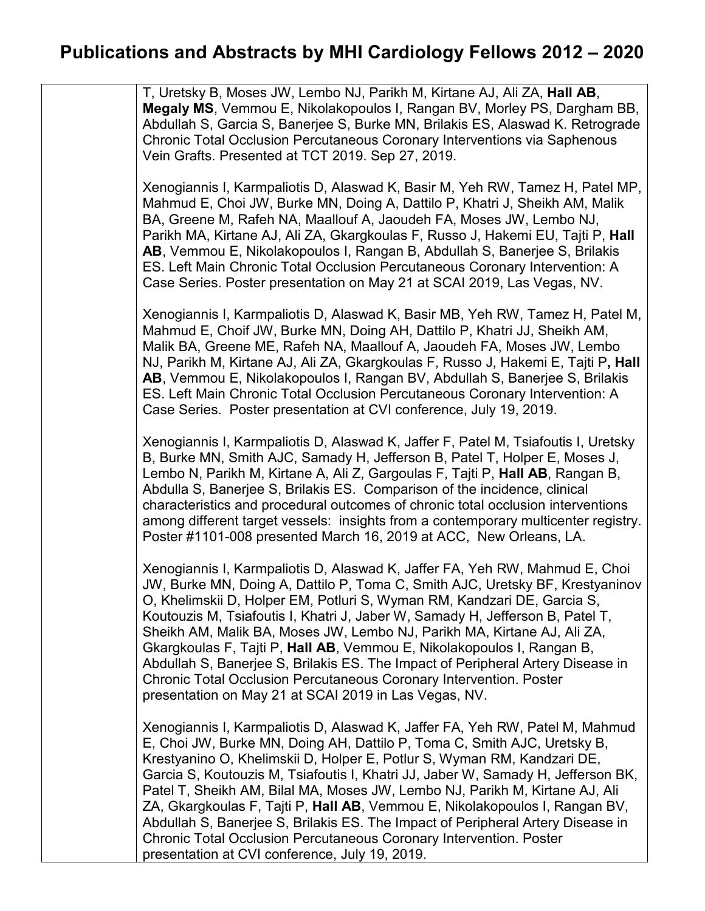# Publications and Abstracts by MHI Cardiology Fellows 2012 – 2020

| | |
|---|---|
| | T, Uretsky B, Moses JW, Lembo NJ, Parikh M, Kirtane AJ, Ali ZA, **Hall AB**, **Megaly MS**, Vemmou E, Nikolakopoulos I, Rangan BV, Morley PS, Dargham BB, Abdullah S, Garcia S, Banerjee S, Burke MN, Brilakis ES, Alaswad K. Retrograde Chronic Total Occlusion Percutaneous Coronary Interventions via Saphenous Vein Grafts. Presented at TCT 2019. Sep 27, 2019.<br><br>Xenogiannis I, Karmpaliotis D, Alaswad K, Basir M, Yeh RW, Tamez H, Patel MP, Mahmud E, Choi JW, Burke MN, Doing A, Dattilo P, Khatri J, Sheikh AM, Malik BA, Greene M, Rafeh NA, Maallouf A, Jaoudeh FA, Moses JW, Lembo NJ, Parikh MA, Kirtane AJ, Ali ZA, Gkargkoulas F, Russo J, Hakemi EU, Tajti P, **Hall AB**, Vemmou E, Nikolakopoulos I, Rangan B, Abdullah S, Banerjee S, Brilakis ES. Left Main Chronic Total Occlusion Percutaneous Coronary Intervention: A Case Series. Poster presentation on May 21 at SCAI 2019, Las Vegas, NV.<br><br>Xenogiannis I, Karmpaliotis D, Alaswad K, Basir MB, Yeh RW, Tamez H, Patel M, Mahmud E, Choif JW, Burke MN, Doing AH, Dattilo P, Khatri JJ, Sheikh AM, Malik BA, Greene ME, Rafeh NA, Maallouf A, Jaoudeh FA, Moses JW, Lembo NJ, Parikh M, Kirtane AJ, Ali ZA, Gkargkoulas F, Russo J, Hakemi E, Tajti P**, Hall AB**, Vemmou E, Nikolakopoulos I, Rangan BV, Abdullah S, Banerjee S, Brilakis ES. Left Main Chronic Total Occlusion Percutaneous Coronary Intervention: A Case Series. Poster presentation at CVI conference, July 19, 2019.<br><br>Xenogiannis I, Karmpaliotis D, Alaswad K, Jaffer F, Patel M, Tsiafoutis I, Uretsky B, Burke MN, Smith AJC, Samady H, Jefferson B, Patel T, Holper E, Moses J, Lembo N, Parikh M, Kirtane A, Ali Z, Gargoulas F, Tajti P, **Hall AB**, Rangan B, Abdulla S, Banerjee S, Brilakis ES. Comparison of the incidence, clinical characteristics and procedural outcomes of chronic total occlusion interventions among different target vessels: insights from a contemporary multicenter registry. Poster #1101-008 presented March 16, 2019 at ACC, New Orleans, LA.<br><br>Xenogiannis I, Karmpaliotis D, Alaswad K, Jaffer FA, Yeh RW, Mahmud E, Choi JW, Burke MN, Doing A, Dattilo P, Toma C, Smith AJC, Uretsky BF, Krestyaninov O, Khelimskii D, Holper EM, Potluri S, Wyman RM, Kandzari DE, Garcia S, Koutouzis M, Tsiafoutis I, Khatri J, Jaber W, Samady H, Jefferson B, Patel T, Sheikh AM, Malik BA, Moses JW, Lembo NJ, Parikh MA, Kirtane AJ, Ali ZA, Gkargkoulas F, Tajti P, **Hall AB**, Vemmou E, Nikolakopoulos I, Rangan B, Abdullah S, Banerjee S, Brilakis ES. The Impact of Peripheral Artery Disease in Chronic Total Occlusion Percutaneous Coronary Intervention. Poster presentation on May 21 at SCAI 2019 in Las Vegas, NV.<br><br>Xenogiannis I, Karmpaliotis D, Alaswad K, Jaffer FA, Yeh RW, Patel M, Mahmud E, Choi JW, Burke MN, Doing AH, Dattilo P, Toma C, Smith AJC, Uretsky B, Krestyanino O, Khelimskii D, Holper E, Potlur S, Wyman RM, Kandzari DE, Garcia S, Koutouzis M, Tsiafoutis I, Khatri JJ, Jaber W, Samady H, Jefferson BK, Patel T, Sheikh AM, Bilal MA, Moses JW, Lembo NJ, Parikh M, Kirtane AJ, Ali ZA, Gkargkoulas F, Tajti P, **Hall AB**, Vemmou E, Nikolakopoulos I, Rangan BV, Abdullah S, Banerjee S, Brilakis ES. The Impact of Peripheral Artery Disease in Chronic Total Occlusion Percutaneous Coronary Intervention. Poster presentation at CVI conference, July 19, 2019. |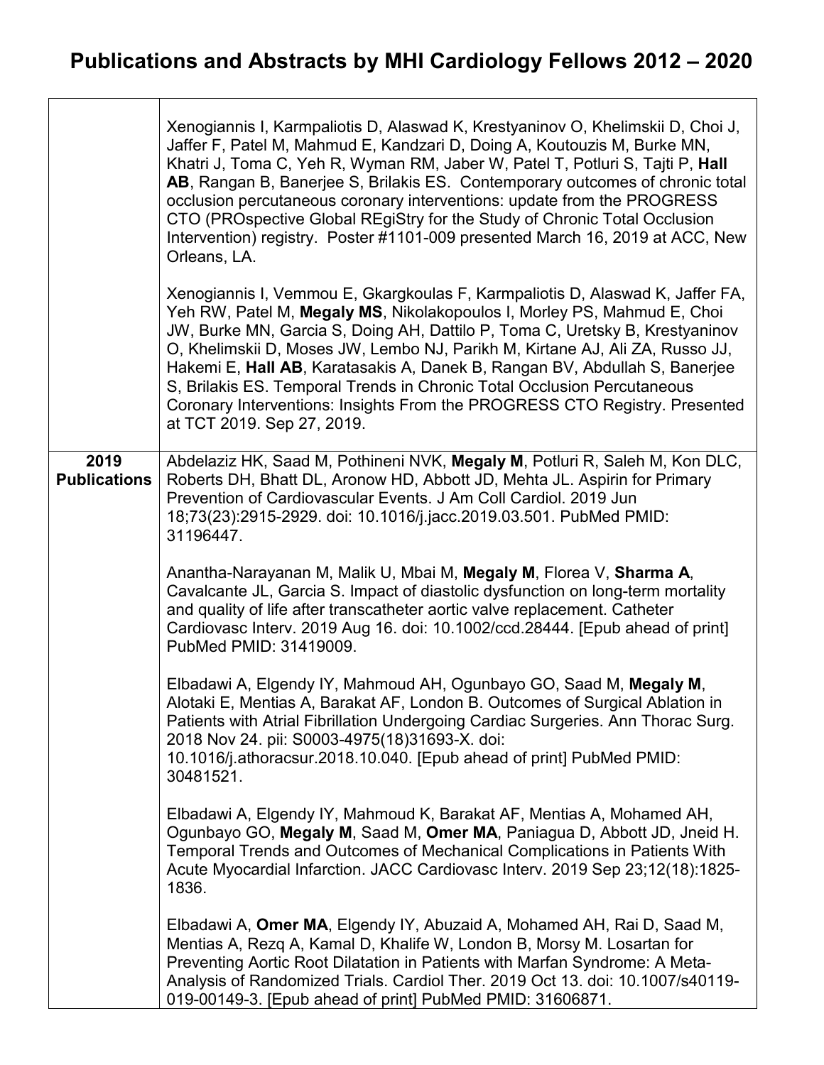# Publications and Abstracts by MHI Cardiology Fellows 2012 – 2020

| | |
|---|---|
| | Xenogiannis I, Karmpaliotis D, Alaswad K, Krestyaninov O, Khelimskii D, Choi J, Jaffer F, Patel M, Mahmud E, Kandzari D, Doing A, Koutouzis M, Burke MN, Khatri J, Toma C, Yeh R, Wyman RM, Jaber W, Patel T, Potluri S, Tajti P, **Hall AB**, Rangan B, Banerjee S, Brilakis ES. Contemporary outcomes of chronic total occlusion percutaneous coronary interventions: update from the PROGRESS CTO (PROspective Global REgiStry for the Study of Chronic Total Occlusion Intervention) registry. Poster #1101-009 presented March 16, 2019 at ACC, New Orleans, LA.<br><br>Xenogiannis I, Vemmou E, Gkargkoulas F, Karmpaliotis D, Alaswad K, Jaffer FA, Yeh RW, Patel M, **Megaly MS**, Nikolakopoulos I, Morley PS, Mahmud E, Choi JW, Burke MN, Garcia S, Doing AH, Dattilo P, Toma C, Uretsky B, Krestyaninov O, Khelimskii D, Moses JW, Lembo NJ, Parikh M, Kirtane AJ, Ali ZA, Russo JJ, Hakemi E, **Hall AB**, Karatasakis A, Danek B, Rangan BV, Abdullah S, Banerjee S, Brilakis ES. Temporal Trends in Chronic Total Occlusion Percutaneous Coronary Interventions: Insights From the PROGRESS CTO Registry. Presented at TCT 2019. Sep 27, 2019. |
| **2019 Publications** | Abdelaziz HK, Saad M, Pothineni NVK, **Megaly M**, Potluri R, Saleh M, Kon DLC, Roberts DH, Bhatt DL, Aronow HD, Abbott JD, Mehta JL. Aspirin for Primary Prevention of Cardiovascular Events. J Am Coll Cardiol. 2019 Jun 18;73(23):2915-2929. doi: 10.1016/j.jacc.2019.03.501. PubMed PMID: 31196447.<br><br>Anantha-Narayanan M, Malik U, Mbai M, **Megaly M**, Florea V, **Sharma A**, Cavalcante JL, Garcia S. Impact of diastolic dysfunction on long-term mortality and quality of life after transcatheter aortic valve replacement. Catheter Cardiovasc Interv. 2019 Aug 16. doi: 10.1002/ccd.28444. [Epub ahead of print] PubMed PMID: 31419009.<br><br>Elbadawi A, Elgendy IY, Mahmoud AH, Ogunbayo GO, Saad M, **Megaly M**, Alotaki E, Mentias A, Barakat AF, London B. Outcomes of Surgical Ablation in Patients with Atrial Fibrillation Undergoing Cardiac Surgeries. Ann Thorac Surg. 2018 Nov 24. pii: S0003-4975(18)31693-X. doi: 10.1016/j.athoracsur.2018.10.040. [Epub ahead of print] PubMed PMID: 30481521.<br><br>Elbadawi A, Elgendy IY, Mahmoud K, Barakat AF, Mentias A, Mohamed AH, Ogunbayo GO, **Megaly M**, Saad M, **Omer MA**, Paniagua D, Abbott JD, Jneid H. Temporal Trends and Outcomes of Mechanical Complications in Patients With Acute Myocardial Infarction. JACC Cardiovasc Interv. 2019 Sep 23;12(18):1825-1836.<br><br>Elbadawi A, **Omer MA**, Elgendy IY, Abuzaid A, Mohamed AH, Rai D, Saad M, Mentias A, Rezq A, Kamal D, Khalife W, London B, Morsy M. Losartan for Preventing Aortic Root Dilatation in Patients with Marfan Syndrome: A Meta-Analysis of Randomized Trials. Cardiol Ther. 2019 Oct 13. doi: 10.1007/s40119-019-00149-3. [Epub ahead of print] PubMed PMID: 31606871. |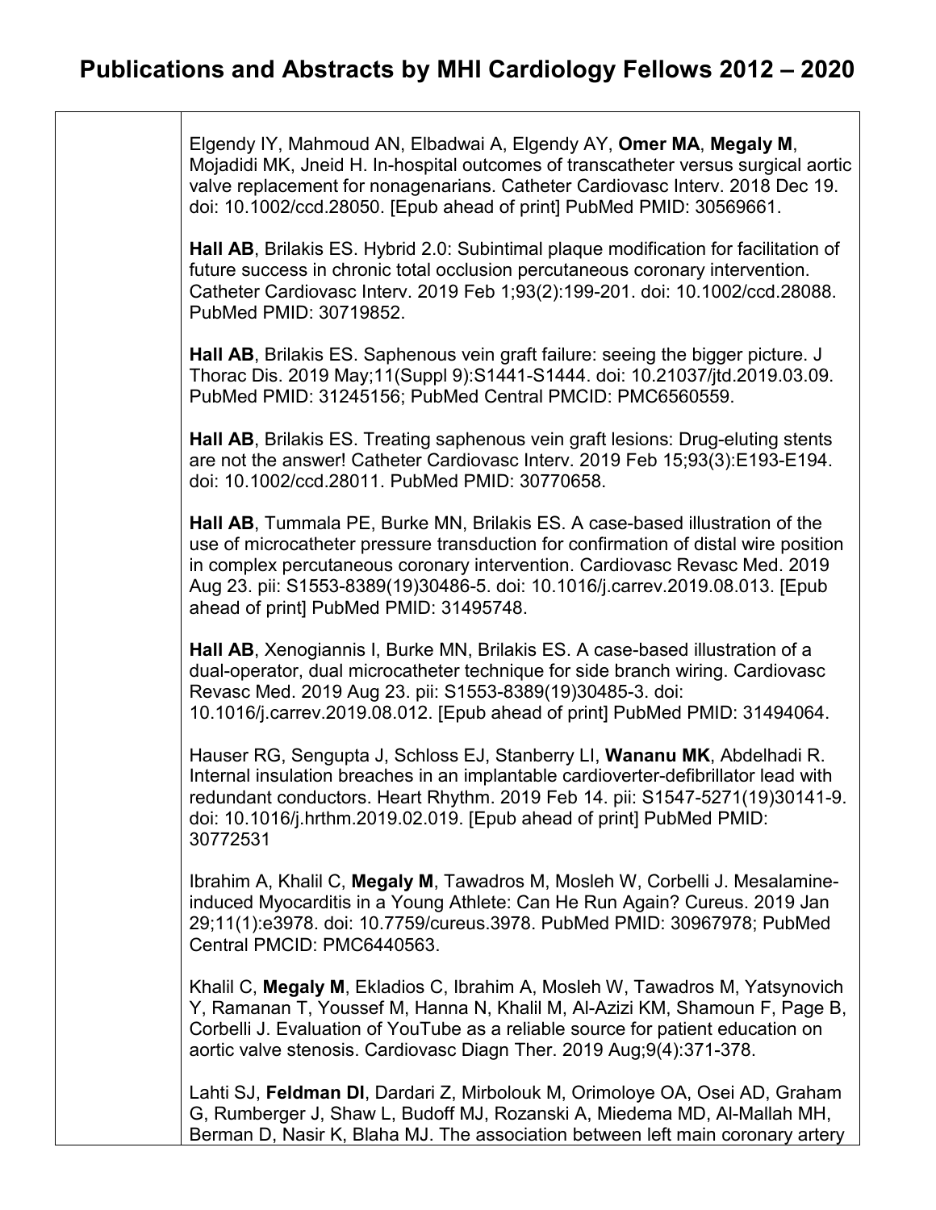# Publications and Abstracts by MHI Cardiology Fellows 2012 – 2020

Elgendy IY, Mahmoud AN, Elbadwai A, Elgendy AY, **Omer MA**, **Megaly M**, Mojadidi MK, Jneid H. In-hospital outcomes of transcatheter versus surgical aortic valve replacement for nonagenarians. Catheter Cardiovasc Interv. 2018 Dec 19. doi: 10.1002/ccd.28050. [Epub ahead of print] PubMed PMID: 30569661.

**Hall AB**, Brilakis ES. Hybrid 2.0: Subintimal plaque modification for facilitation of future success in chronic total occlusion percutaneous coronary intervention. Catheter Cardiovasc Interv. 2019 Feb 1;93(2):199-201. doi: 10.1002/ccd.28088. PubMed PMID: 30719852.

**Hall AB**, Brilakis ES. Saphenous vein graft failure: seeing the bigger picture. J Thorac Dis. 2019 May;11(Suppl 9):S1441-S1444. doi: 10.21037/jtd.2019.03.09. PubMed PMID: 31245156; PubMed Central PMCID: PMC6560559.

**Hall AB**, Brilakis ES. Treating saphenous vein graft lesions: Drug-eluting stents are not the answer! Catheter Cardiovasc Interv. 2019 Feb 15;93(3):E193-E194. doi: 10.1002/ccd.28011. PubMed PMID: 30770658.

**Hall AB**, Tummala PE, Burke MN, Brilakis ES. A case-based illustration of the use of microcatheter pressure transduction for confirmation of distal wire position in complex percutaneous coronary intervention. Cardiovasc Revasc Med. 2019 Aug 23. pii: S1553-8389(19)30486-5. doi: 10.1016/j.carrev.2019.08.013. [Epub ahead of print] PubMed PMID: 31495748.

**Hall AB**, Xenogiannis I, Burke MN, Brilakis ES. A case-based illustration of a dual-operator, dual microcatheter technique for side branch wiring. Cardiovasc Revasc Med. 2019 Aug 23. pii: S1553-8389(19)30485-3. doi: 10.1016/j.carrev.2019.08.012. [Epub ahead of print] PubMed PMID: 31494064.

Hauser RG, Sengupta J, Schloss EJ, Stanberry LI, **Wananu MK**, Abdelhadi R. Internal insulation breaches in an implantable cardioverter-defibrillator lead with redundant conductors. Heart Rhythm. 2019 Feb 14. pii: S1547-5271(19)30141-9. doi: 10.1016/j.hrthm.2019.02.019. [Epub ahead of print] PubMed PMID: 30772531

Ibrahim A, Khalil C, **Megaly M**, Tawadros M, Mosleh W, Corbelli J. Mesalamine-induced Myocarditis in a Young Athlete: Can He Run Again? Cureus. 2019 Jan 29;11(1):e3978. doi: 10.7759/cureus.3978. PubMed PMID: 30967978; PubMed Central PMCID: PMC6440563.

Khalil C, **Megaly M**, Ekladios C, Ibrahim A, Mosleh W, Tawadros M, Yatsynovich Y, Ramanan T, Youssef M, Hanna N, Khalil M, Al-Azizi KM, Shamoun F, Page B, Corbelli J. Evaluation of YouTube as a reliable source for patient education on aortic valve stenosis. Cardiovasc Diagn Ther. 2019 Aug;9(4):371-378.

Lahti SJ, **Feldman DI**, Dardari Z, Mirbolouk M, Orimoloye OA, Osei AD, Graham G, Rumberger J, Shaw L, Budoff MJ, Rozanski A, Miedema MD, Al-Mallah MH, Berman D, Nasir K, Blaha MJ. The association between left main coronary artery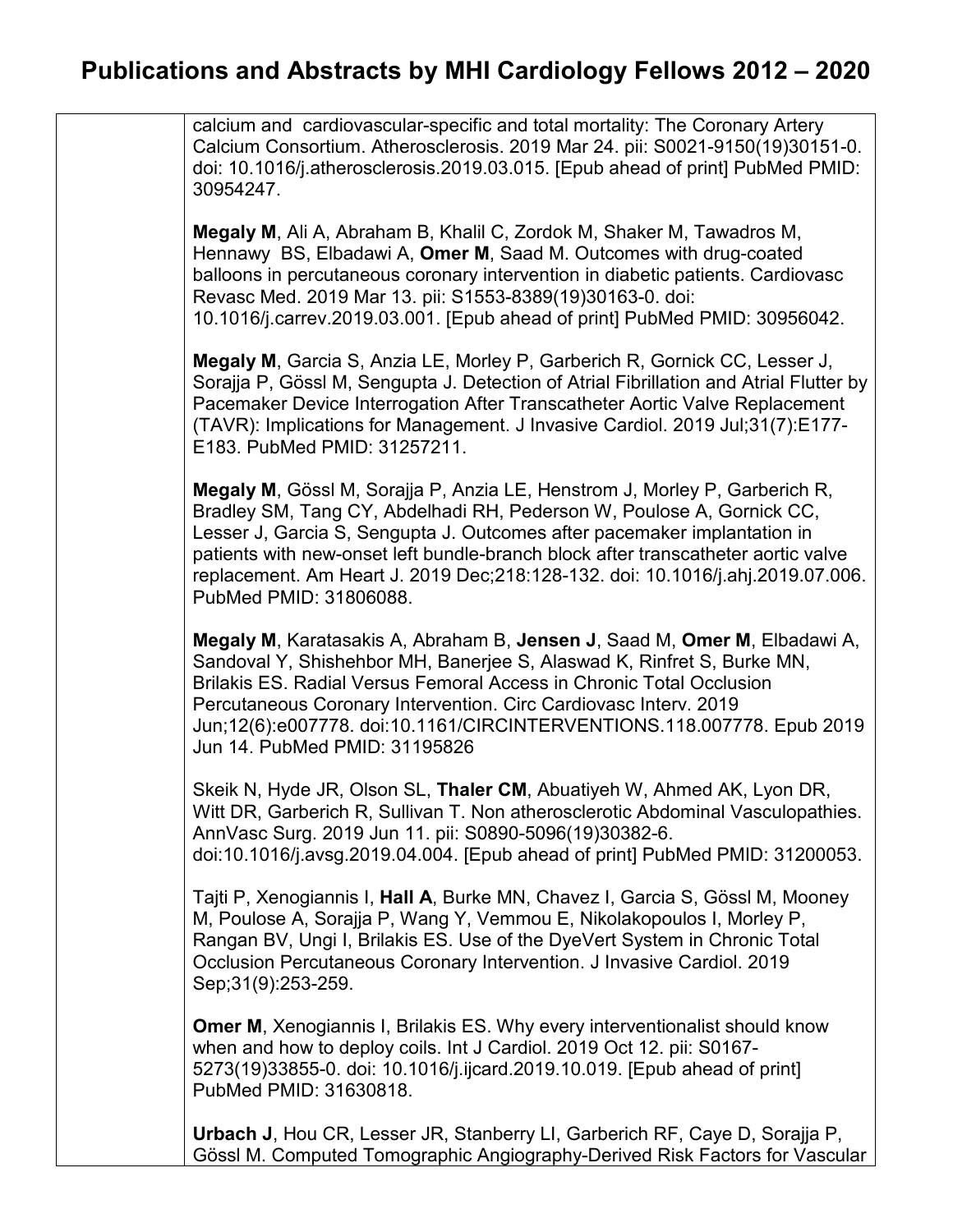calcium and cardiovascular-specific and total mortality: The Coronary Artery Calcium Consortium. Atherosclerosis. 2019 Mar 24. pii: S0021-9150(19)30151-0. doi: 10.1016/j.atherosclerosis.2019.03.015. [Epub ahead of print] PubMed PMID: 30954247.

**Megaly M**, Ali A, Abraham B, Khalil C, Zordok M, Shaker M, Tawadros M, Hennawy BS, Elbadawi A, **Omer M**, Saad M. Outcomes with drug-coated balloons in percutaneous coronary intervention in diabetic patients. Cardiovasc Revasc Med. 2019 Mar 13. pii: S1553-8389(19)30163-0. doi: 10.1016/j.carrev.2019.03.001. [Epub ahead of print] PubMed PMID: 30956042.

**Megaly M**, Garcia S, Anzia LE, Morley P, Garberich R, Gornick CC, Lesser J, Sorajja P, Gössl M, Sengupta J. Detection of Atrial Fibrillation and Atrial Flutter by Pacemaker Device Interrogation After Transcatheter Aortic Valve Replacement (TAVR): Implications for Management. J Invasive Cardiol. 2019 Jul;31(7):E177-E183. PubMed PMID: 31257211.

**Megaly M**, Gössl M, Sorajja P, Anzia LE, Henstrom J, Morley P, Garberich R, Bradley SM, Tang CY, Abdelhadi RH, Pederson W, Poulose A, Gornick CC, Lesser J, Garcia S, Sengupta J. Outcomes after pacemaker implantation in patients with new-onset left bundle-branch block after transcatheter aortic valve replacement. Am Heart J. 2019 Dec;218:128-132. doi: 10.1016/j.ahj.2019.07.006. PubMed PMID: 31806088.

**Megaly M**, Karatasakis A, Abraham B, **Jensen J**, Saad M, **Omer M**, Elbadawi A, Sandoval Y, Shishehbor MH, Banerjee S, Alaswad K, Rinfret S, Burke MN, Brilakis ES. Radial Versus Femoral Access in Chronic Total Occlusion Percutaneous Coronary Intervention. Circ Cardiovasc Interv. 2019 Jun;12(6):e007778. doi:10.1161/CIRCINTERVENTIONS.118.007778. Epub 2019 Jun 14. PubMed PMID: 31195826

Skeik N, Hyde JR, Olson SL, **Thaler CM**, Abuatiyeh W, Ahmed AK, Lyon DR, Witt DR, Garberich R, Sullivan T. Non atherosclerotic Abdominal Vasculopathies. AnnVasc Surg. 2019 Jun 11. pii: S0890-5096(19)30382-6. doi:10.1016/j.avsg.2019.04.004. [Epub ahead of print] PubMed PMID: 31200053.

Tajti P, Xenogiannis I, **Hall A**, Burke MN, Chavez I, Garcia S, Gössl M, Mooney M, Poulose A, Sorajja P, Wang Y, Vemmou E, Nikolakopoulos I, Morley P, Rangan BV, Ungi I, Brilakis ES. Use of the DyeVert System in Chronic Total Occlusion Percutaneous Coronary Intervention. J Invasive Cardiol. 2019 Sep;31(9):253-259.

**Omer M**, Xenogiannis I, Brilakis ES. Why every interventionalist should know when and how to deploy coils. Int J Cardiol. 2019 Oct 12. pii: S0167-5273(19)33855-0. doi: 10.1016/j.ijcard.2019.10.019. [Epub ahead of print] PubMed PMID: 31630818.

**Urbach J**, Hou CR, Lesser JR, Stanberry LI, Garberich RF, Caye D, Sorajja P, Gössl M. Computed Tomographic Angiography-Derived Risk Factors for Vascular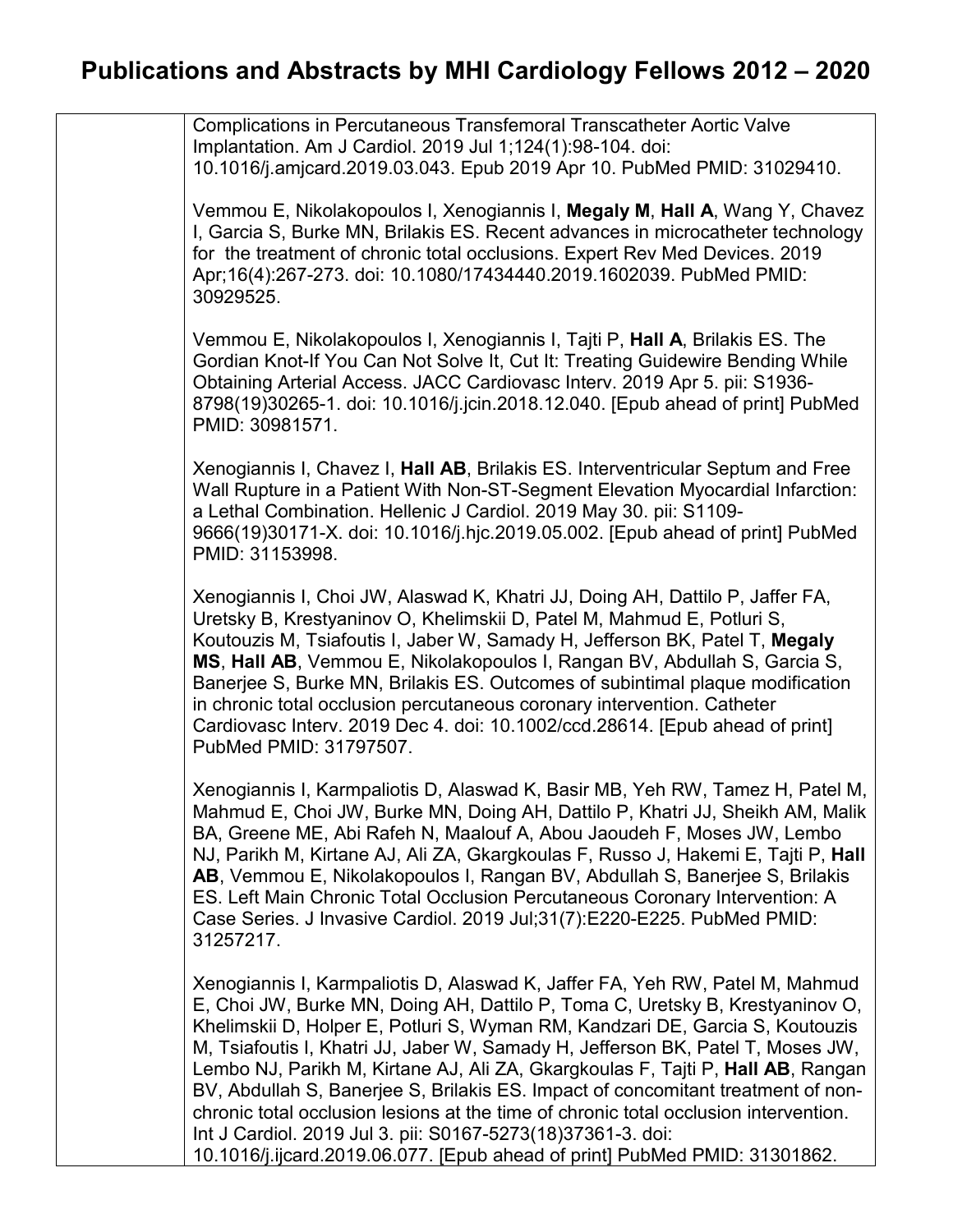# Publications and Abstracts by MHI Cardiology Fellows 2012 – 2020

| | |
|---|---|
| | Complications in Percutaneous Transfemoral Transcatheter Aortic Valve Implantation. Am J Cardiol. 2019 Jul 1;124(1):98-104. doi: 10.1016/j.amjcard.2019.03.043. Epub 2019 Apr 10. PubMed PMID: 31029410.<br><br>Vemmou E, Nikolakopoulos I, Xenogiannis I, **Megaly M**, **Hall A**, Wang Y, Chavez I, Garcia S, Burke MN, Brilakis ES. Recent advances in microcatheter technology for the treatment of chronic total occlusions. Expert Rev Med Devices. 2019 Apr;16(4):267-273. doi: 10.1080/17434440.2019.1602039. PubMed PMID: 30929525.<br><br>Vemmou E, Nikolakopoulos I, Xenogiannis I, Tajti P, **Hall A**, Brilakis ES. The Gordian Knot-If You Can Not Solve It, Cut It: Treating Guidewire Bending While Obtaining Arterial Access. JACC Cardiovasc Interv. 2019 Apr 5. pii: S1936-8798(19)30265-1. doi: 10.1016/j.jcin.2018.12.040. [Epub ahead of print] PubMed PMID: 30981571.<br><br>Xenogiannis I, Chavez I, **Hall AB**, Brilakis ES. Interventricular Septum and Free Wall Rupture in a Patient With Non-ST-Segment Elevation Myocardial Infarction: a Lethal Combination. Hellenic J Cardiol. 2019 May 30. pii: S1109-9666(19)30171-X. doi: 10.1016/j.hjc.2019.05.002. [Epub ahead of print] PubMed PMID: 31153998.<br><br>Xenogiannis I, Choi JW, Alaswad K, Khatri JJ, Doing AH, Dattilo P, Jaffer FA, Uretsky B, Krestyaninov O, Khelimskii D, Patel M, Mahmud E, Potluri S, Koutouzis M, Tsiafoutis I, Jaber W, Samady H, Jefferson BK, Patel T, **Megaly MS**, **Hall AB**, Vemmou E, Nikolakopoulos I, Rangan BV, Abdullah S, Garcia S, Banerjee S, Burke MN, Brilakis ES. Outcomes of subintimal plaque modification in chronic total occlusion percutaneous coronary intervention. Catheter Cardiovasc Interv. 2019 Dec 4. doi: 10.1002/ccd.28614. [Epub ahead of print] PubMed PMID: 31797507.<br><br>Xenogiannis I, Karmpaliotis D, Alaswad K, Basir MB, Yeh RW, Tamez H, Patel M, Mahmud E, Choi JW, Burke MN, Doing AH, Dattilo P, Khatri JJ, Sheikh AM, Malik BA, Greene ME, Abi Rafeh N, Maalouf A, Abou Jaoudeh F, Moses JW, Lembo NJ, Parikh M, Kirtane AJ, Ali ZA, Gkargkoulas F, Russo J, Hakemi E, Tajti P, **Hall AB**, Vemmou E, Nikolakopoulos I, Rangan BV, Abdullah S, Banerjee S, Brilakis ES. Left Main Chronic Total Occlusion Percutaneous Coronary Intervention: A Case Series. J Invasive Cardiol. 2019 Jul;31(7):E220-E225. PubMed PMID: 31257217.<br><br>Xenogiannis I, Karmpaliotis D, Alaswad K, Jaffer FA, Yeh RW, Patel M, Mahmud E, Choi JW, Burke MN, Doing AH, Dattilo P, Toma C, Uretsky B, Krestyaninov O, Khelimskii D, Holper E, Potluri S, Wyman RM, Kandzari DE, Garcia S, Koutouzis M, Tsiafoutis I, Khatri JJ, Jaber W, Samady H, Jefferson BK, Patel T, Moses JW, Lembo NJ, Parikh M, Kirtane AJ, Ali ZA, Gkargkoulas F, Tajti P, **Hall AB**, Rangan BV, Abdullah S, Banerjee S, Brilakis ES. Impact of concomitant treatment of non-chronic total occlusion lesions at the time of chronic total occlusion intervention. Int J Cardiol. 2019 Jul 3. pii: S0167-5273(18)37361-3. doi: 10.1016/j.ijcard.2019.06.077. [Epub ahead of print] PubMed PMID: 31301862. |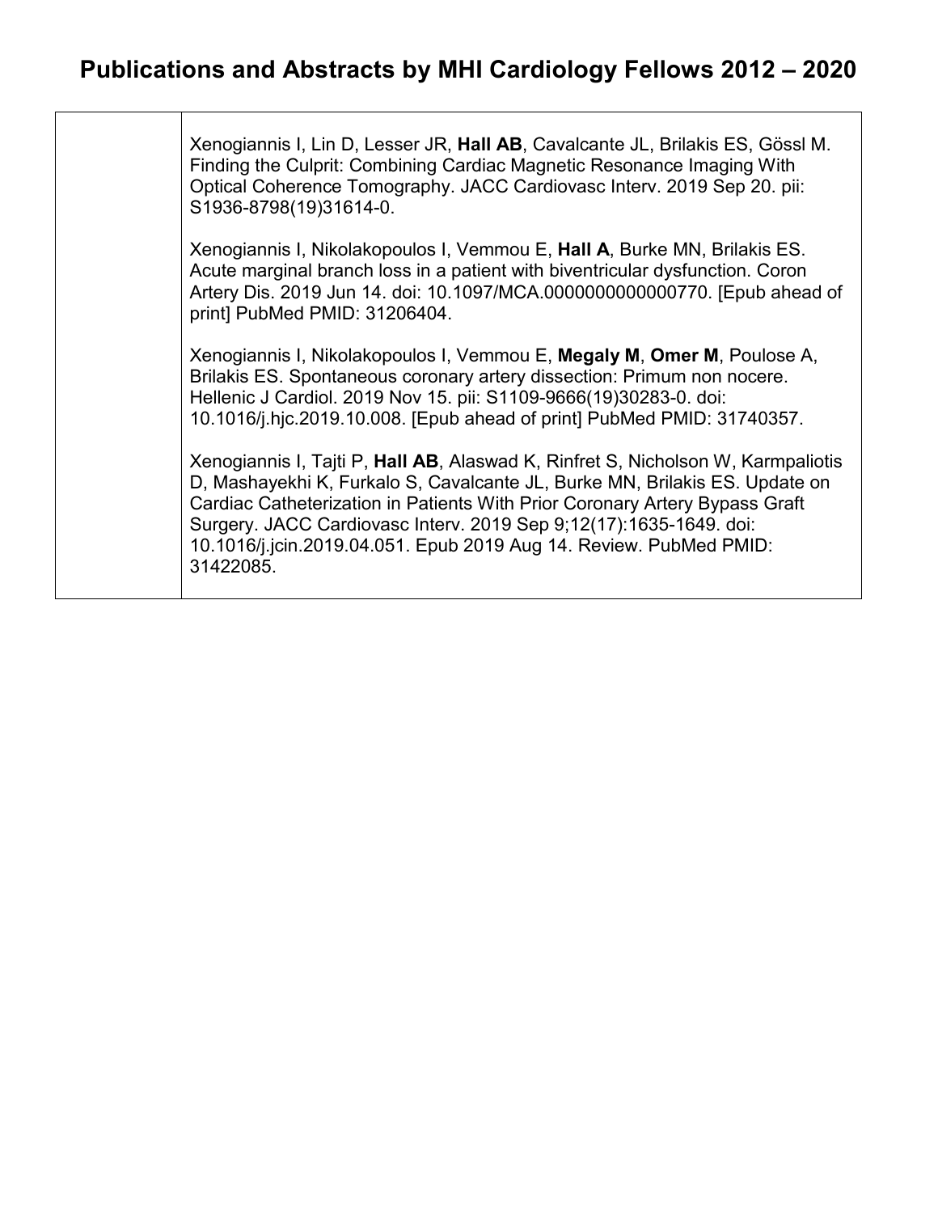# Publications and Abstracts by MHI Cardiology Fellows 2012 – 2020

| | |
|---|---|
| | Xenogiannis I, Lin D, Lesser JR, **Hall AB**, Cavalcante JL, Brilakis ES, Gössl M. Finding the Culprit: Combining Cardiac Magnetic Resonance Imaging With Optical Coherence Tomography. JACC Cardiovasc Interv. 2019 Sep 20. pii: S1936-8798(19)31614-0.<br><br>Xenogiannis I, Nikolakopoulos I, Vemmou E, **Hall A**, Burke MN, Brilakis ES. Acute marginal branch loss in a patient with biventricular dysfunction. Coron Artery Dis. 2019 Jun 14. doi: 10.1097/MCA.0000000000000770. [Epub ahead of print] PubMed PMID: 31206404.<br><br>Xenogiannis I, Nikolakopoulos I, Vemmou E, **Megaly M**, **Omer M**, Poulose A, Brilakis ES. Spontaneous coronary artery dissection: Primum non nocere. Hellenic J Cardiol. 2019 Nov 15. pii: S1109-9666(19)30283-0. doi: 10.1016/j.hjc.2019.10.008. [Epub ahead of print] PubMed PMID: 31740357.<br><br>Xenogiannis I, Tajti P, **Hall AB**, Alaswad K, Rinfret S, Nicholson W, Karmpaliotis D, Mashayekhi K, Furkalo S, Cavalcante JL, Burke MN, Brilakis ES. Update on Cardiac Catheterization in Patients With Prior Coronary Artery Bypass Graft Surgery. JACC Cardiovasc Interv. 2019 Sep 9;12(17):1635-1649. doi: 10.1016/j.jcin.2019.04.051. Epub 2019 Aug 14. Review. PubMed PMID: 31422085. |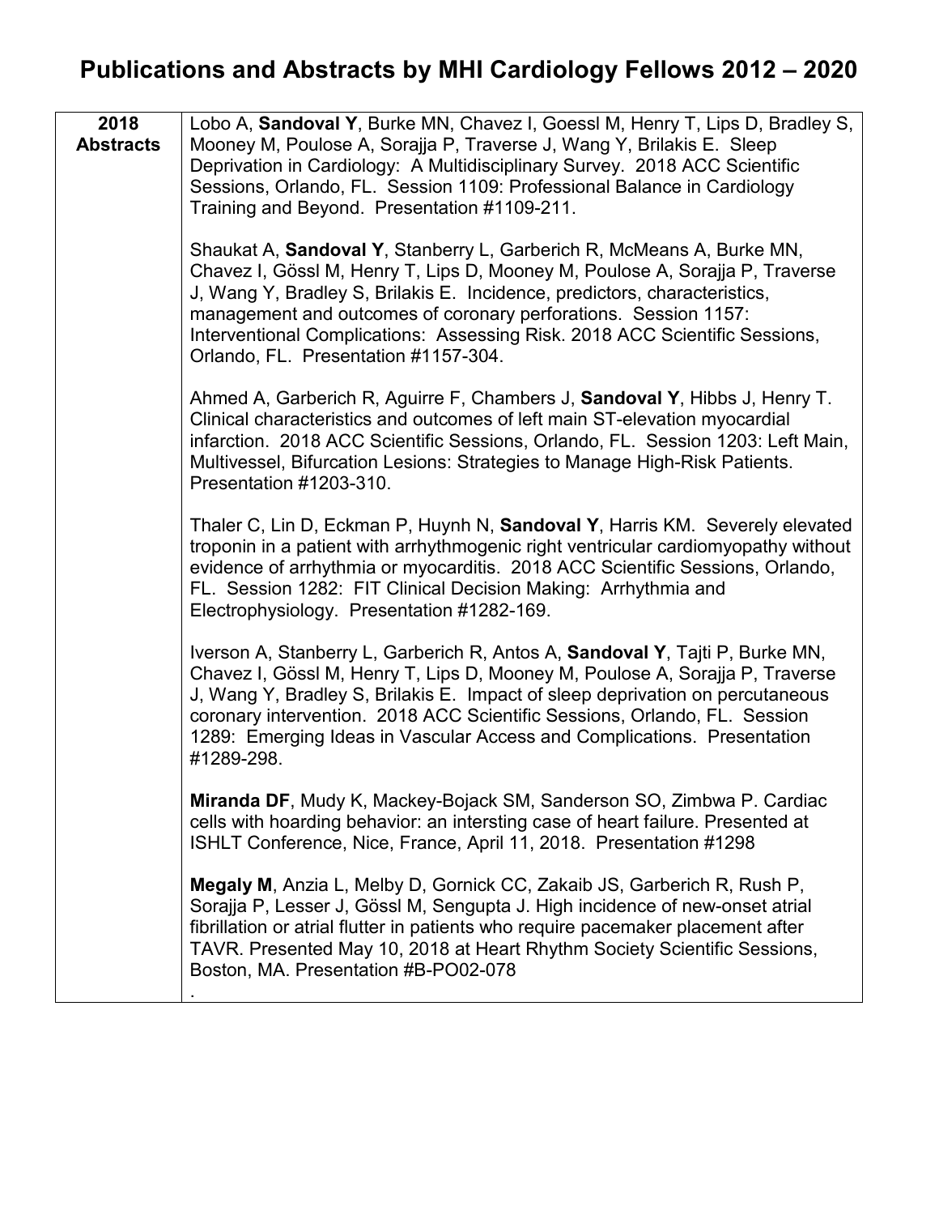# Publications and Abstracts by MHI Cardiology Fellows 2012 – 2020

| **2018 Abstracts** | |
|---|---|
| | Lobo A, **Sandoval Y**, Burke MN, Chavez I, Goessl M, Henry T, Lips D, Bradley S, Mooney M, Poulose A, Sorajja P, Traverse J, Wang Y, Brilakis E. Sleep Deprivation in Cardiology: A Multidisciplinary Survey. 2018 ACC Scientific Sessions, Orlando, FL. Session 1109: Professional Balance in Cardiology Training and Beyond. Presentation #1109-211. |
| | Shaukat A, **Sandoval Y**, Stanberry L, Garberich R, McMeans A, Burke MN, Chavez I, Gössl M, Henry T, Lips D, Mooney M, Poulose A, Sorajja P, Traverse J, Wang Y, Bradley S, Brilakis E. Incidence, predictors, characteristics, management and outcomes of coronary perforations. Session 1157: Interventional Complications: Assessing Risk. 2018 ACC Scientific Sessions, Orlando, FL. Presentation #1157-304. |
| | Ahmed A, Garberich R, Aguirre F, Chambers J, **Sandoval Y**, Hibbs J, Henry T. Clinical characteristics and outcomes of left main ST-elevation myocardial infarction. 2018 ACC Scientific Sessions, Orlando, FL. Session 1203: Left Main, Multivessel, Bifurcation Lesions: Strategies to Manage High-Risk Patients. Presentation #1203-310. |
| | Thaler C, Lin D, Eckman P, Huynh N, **Sandoval Y**, Harris KM. Severely elevated troponin in a patient with arrhythmogenic right ventricular cardiomyopathy without evidence of arrhythmia or myocarditis. 2018 ACC Scientific Sessions, Orlando, FL. Session 1282: FIT Clinical Decision Making: Arrhythmia and Electrophysiology. Presentation #1282-169. |
| | Iverson A, Stanberry L, Garberich R, Antos A, **Sandoval Y**, Tajti P, Burke MN, Chavez I, Gössl M, Henry T, Lips D, Mooney M, Poulose A, Sorajja P, Traverse J, Wang Y, Bradley S, Brilakis E. Impact of sleep deprivation on percutaneous coronary intervention. 2018 ACC Scientific Sessions, Orlando, FL. Session 1289: Emerging Ideas in Vascular Access and Complications. Presentation #1289-298. |
| | **Miranda DF**, Mudy K, Mackey-Bojack SM, Sanderson SO, Zimbwa P. Cardiac cells with hoarding behavior: an intersting case of heart failure. Presented at ISHLT Conference, Nice, France, April 11, 2018. Presentation #1298 |
| | **Megaly M**, Anzia L, Melby D, Gornick CC, Zakaib JS, Garberich R, Rush P, Sorajja P, Lesser J, Gössl M, Sengupta J. High incidence of new-onset atrial fibrillation or atrial flutter in patients who require pacemaker placement after TAVR. Presented May 10, 2018 at Heart Rhythm Society Scientific Sessions, Boston, MA. Presentation #B-PO02-078 . |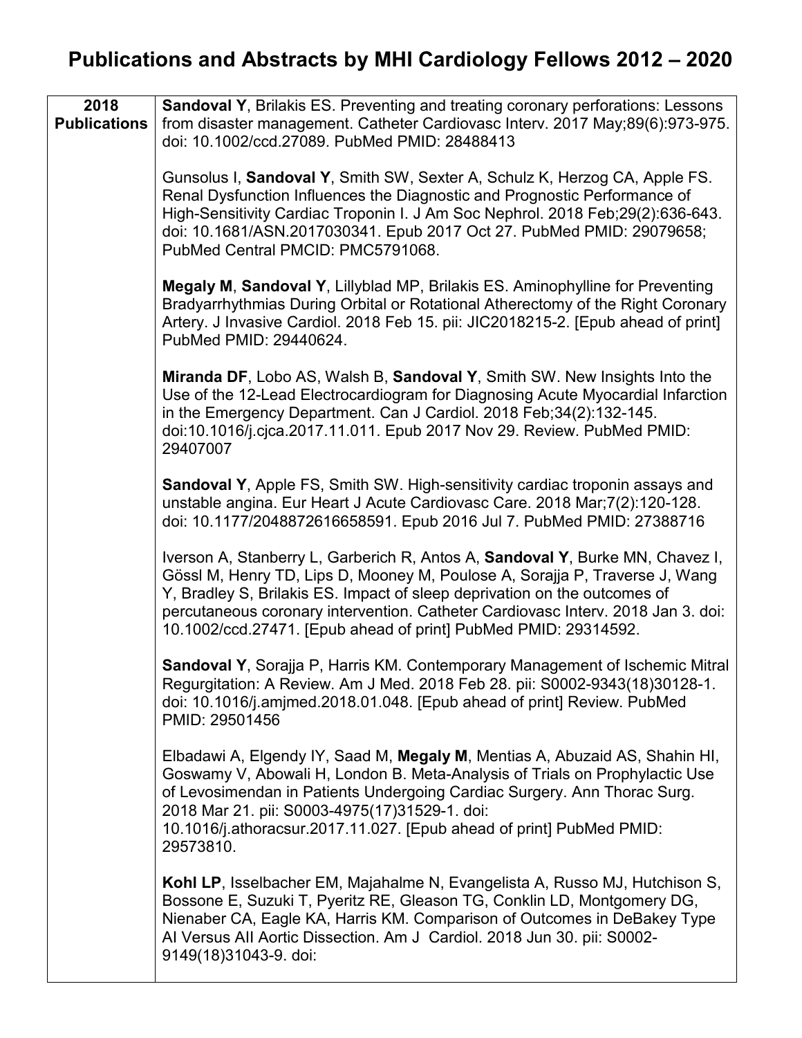# Publications and Abstracts by MHI Cardiology Fellows 2012 – 2020

| 2018 Publications | |
|---|---|
| | **Sandoval Y**, Brilakis ES. Preventing and treating coronary perforations: Lessons from disaster management. Catheter Cardiovasc Interv. 2017 May;89(6):973-975. doi: 10.1002/ccd.27089. PubMed PMID: 28488413<br><br>Gunsolus I, **Sandoval Y**, Smith SW, Sexter A, Schulz K, Herzog CA, Apple FS. Renal Dysfunction Influences the Diagnostic and Prognostic Performance of High-Sensitivity Cardiac Troponin I. J Am Soc Nephrol. 2018 Feb;29(2):636-643. doi: 10.1681/ASN.2017030341. Epub 2017 Oct 27. PubMed PMID: 29079658; PubMed Central PMCID: PMC5791068.<br><br>**Megaly M**, **Sandoval Y**, Lillyblad MP, Brilakis ES. Aminophylline for Preventing Bradyarrhythmias During Orbital or Rotational Atherectomy of the Right Coronary Artery. J Invasive Cardiol. 2018 Feb 15. pii: JIC2018215-2. [Epub ahead of print] PubMed PMID: 29440624.<br><br>**Miranda DF**, Lobo AS, Walsh B, **Sandoval Y**, Smith SW. New Insights Into the Use of the 12-Lead Electrocardiogram for Diagnosing Acute Myocardial Infarction in the Emergency Department. Can J Cardiol. 2018 Feb;34(2):132-145. doi:10.1016/j.cjca.2017.11.011. Epub 2017 Nov 29. Review. PubMed PMID: 29407007<br><br>**Sandoval Y**, Apple FS, Smith SW. High-sensitivity cardiac troponin assays and unstable angina. Eur Heart J Acute Cardiovasc Care. 2018 Mar;7(2):120-128. doi: 10.1177/2048872616658591. Epub 2016 Jul 7. PubMed PMID: 27388716<br><br>Iverson A, Stanberry L, Garberich R, Antos A, **Sandoval Y**, Burke MN, Chavez I, Gössl M, Henry TD, Lips D, Mooney M, Poulose A, Sorajja P, Traverse J, Wang Y, Bradley S, Brilakis ES. Impact of sleep deprivation on the outcomes of percutaneous coronary intervention. Catheter Cardiovasc Interv. 2018 Jan 3. doi: 10.1002/ccd.27471. [Epub ahead of print] PubMed PMID: 29314592.<br><br>**Sandoval Y**, Sorajja P, Harris KM. Contemporary Management of Ischemic Mitral Regurgitation: A Review. Am J Med. 2018 Feb 28. pii: S0002-9343(18)30128-1. doi: 10.1016/j.amjmed.2018.01.048. [Epub ahead of print] Review. PubMed PMID: 29501456<br><br>Elbadawi A, Elgendy IY, Saad M, **Megaly M**, Mentias A, Abuzaid AS, Shahin HI, Goswamy V, Abowali H, London B. Meta-Analysis of Trials on Prophylactic Use of Levosimendan in Patients Undergoing Cardiac Surgery. Ann Thorac Surg. 2018 Mar 21. pii: S0003-4975(17)31529-1. doi: 10.1016/j.athoracsur.2017.11.027. [Epub ahead of print] PubMed PMID: 29573810.<br><br>**Kohl LP**, Isselbacher EM, Majahalme N, Evangelista A, Russo MJ, Hutchison S, Bossone E, Suzuki T, Pyeritz RE, Gleason TG, Conklin LD, Montgomery DG, Nienaber CA, Eagle KA, Harris KM. Comparison of Outcomes in DeBakey Type AI Versus AII Aortic Dissection. Am J Cardiol. 2018 Jun 30. pii: S0002-9149(18)31043-9. doi: |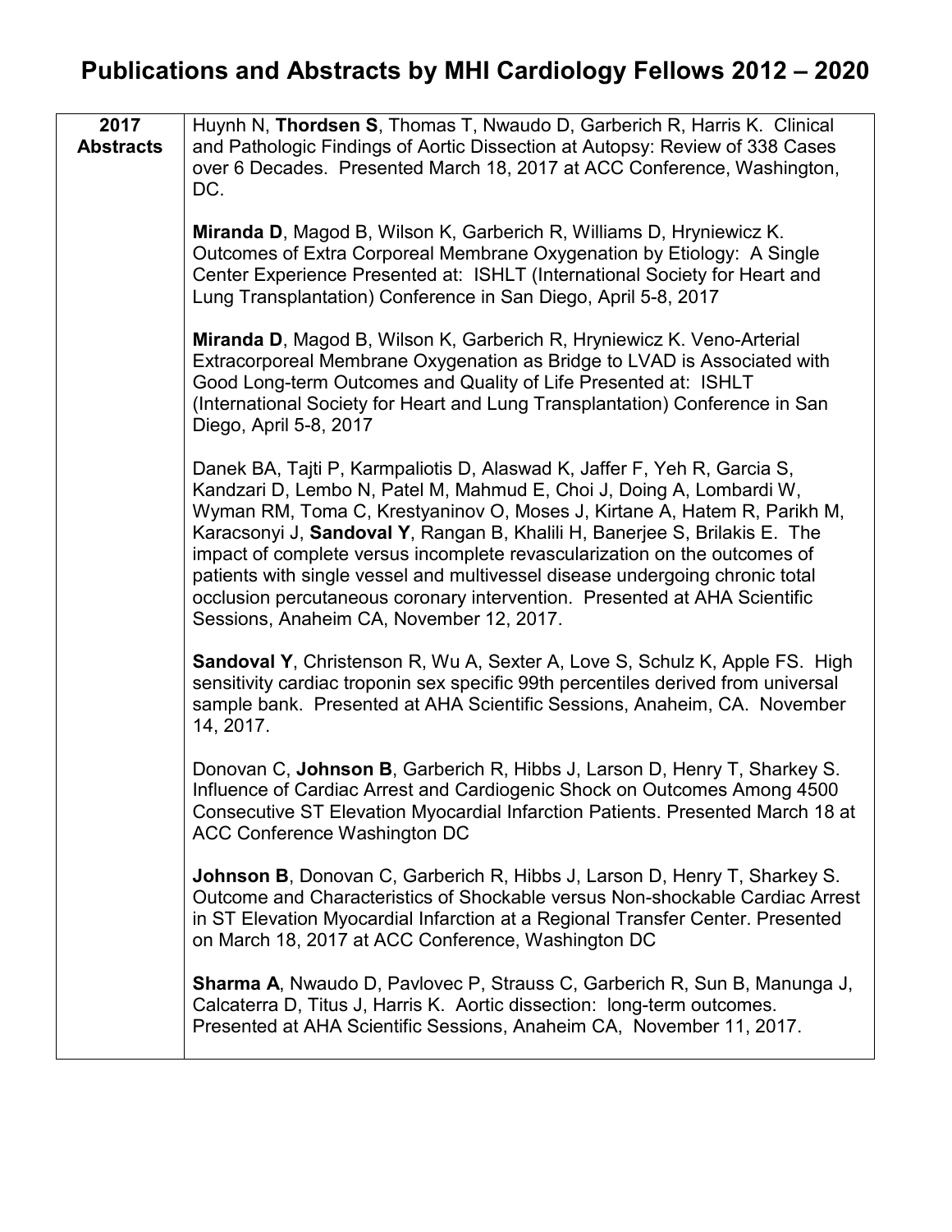# Publications and Abstracts by MHI Cardiology Fellows 2012 – 2020

| | |
|---|---|
| **2017 Abstracts** | Huynh N, **Thordsen S**, Thomas T, Nwaudo D, Garberich R, Harris K. Clinical and Pathologic Findings of Aortic Dissection at Autopsy: Review of 338 Cases over 6 Decades. Presented March 18, 2017 at ACC Conference, Washington, DC.<br><br>**Miranda D**, Magod B, Wilson K, Garberich R, Williams D, Hryniewicz K. Outcomes of Extra Corporeal Membrane Oxygenation by Etiology: A Single Center Experience Presented at: ISHLT (International Society for Heart and Lung Transplantation) Conference in San Diego, April 5-8, 2017<br><br>**Miranda D**, Magod B, Wilson K, Garberich R, Hryniewicz K. Veno-Arterial Extracorporeal Membrane Oxygenation as Bridge to LVAD is Associated with Good Long-term Outcomes and Quality of Life Presented at: ISHLT (International Society for Heart and Lung Transplantation) Conference in San Diego, April 5-8, 2017<br><br>Danek BA, Tajti P, Karmpaliotis D, Alaswad K, Jaffer F, Yeh R, Garcia S, Kandzari D, Lembo N, Patel M, Mahmud E, Choi J, Doing A, Lombardi W, Wyman RM, Toma C, Krestyaninov O, Moses J, Kirtane A, Hatem R, Parikh M, Karacsonyi J, **Sandoval Y**, Rangan B, Khalili H, Banerjee S, Brilakis E. The impact of complete versus incomplete revascularization on the outcomes of patients with single vessel and multivessel disease undergoing chronic total occlusion percutaneous coronary intervention. Presented at AHA Scientific Sessions, Anaheim CA, November 12, 2017.<br><br>**Sandoval Y**, Christenson R, Wu A, Sexter A, Love S, Schulz K, Apple FS. High sensitivity cardiac troponin sex specific 99th percentiles derived from universal sample bank. Presented at AHA Scientific Sessions, Anaheim, CA. November 14, 2017.<br><br>Donovan C, **Johnson B**, Garberich R, Hibbs J, Larson D, Henry T, Sharkey S. Influence of Cardiac Arrest and Cardiogenic Shock on Outcomes Among 4500 Consecutive ST Elevation Myocardial Infarction Patients. Presented March 18 at ACC Conference Washington DC<br><br>**Johnson B**, Donovan C, Garberich R, Hibbs J, Larson D, Henry T, Sharkey S. Outcome and Characteristics of Shockable versus Non-shockable Cardiac Arrest in ST Elevation Myocardial Infarction at a Regional Transfer Center. Presented on March 18, 2017 at ACC Conference, Washington DC<br><br>**Sharma A**, Nwaudo D, Pavlovec P, Strauss C, Garberich R, Sun B, Manunga J, Calcaterra D, Titus J, Harris K. Aortic dissection: long-term outcomes. Presented at AHA Scientific Sessions, Anaheim CA, November 11, 2017. |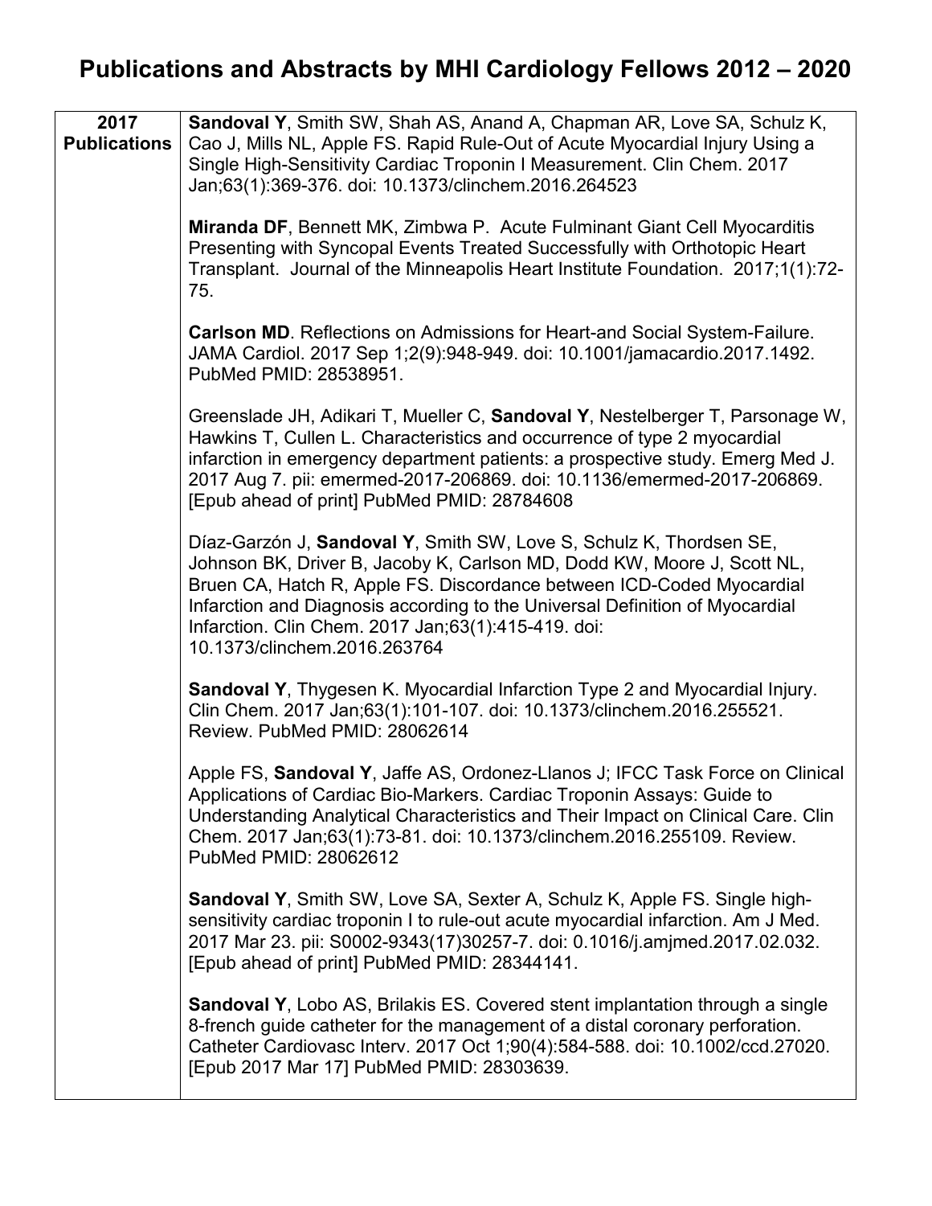# Publications and Abstracts by MHI Cardiology Fellows 2012 – 2020

| **2017 Publications** | |
|---|---|
| | **Sandoval Y**, Smith SW, Shah AS, Anand A, Chapman AR, Love SA, Schulz K, Cao J, Mills NL, Apple FS. Rapid Rule-Out of Acute Myocardial Injury Using a Single High-Sensitivity Cardiac Troponin I Measurement. Clin Chem. 2017 Jan;63(1):369-376. doi: 10.1373/clinchem.2016.264523 |
| | **Miranda DF**, Bennett MK, Zimbwa P. Acute Fulminant Giant Cell Myocarditis Presenting with Syncopal Events Treated Successfully with Orthotopic Heart Transplant. Journal of the Minneapolis Heart Institute Foundation. 2017;1(1):72-75. |
| | **Carlson MD**. Reflections on Admissions for Heart-and Social System-Failure. JAMA Cardiol. 2017 Sep 1;2(9):948-949. doi: 10.1001/jamacardio.2017.1492. PubMed PMID: 28538951. |
| | Greenslade JH, Adikari T, Mueller C, **Sandoval Y**, Nestelberger T, Parsonage W, Hawkins T, Cullen L. Characteristics and occurrence of type 2 myocardial infarction in emergency department patients: a prospective study. Emerg Med J. 2017 Aug 7. pii: emermed-2017-206869. doi: 10.1136/emermed-2017-206869. [Epub ahead of print] PubMed PMID: 28784608 |
| | Díaz-Garzón J, **Sandoval Y**, Smith SW, Love S, Schulz K, Thordsen SE, Johnson BK, Driver B, Jacoby K, Carlson MD, Dodd KW, Moore J, Scott NL, Bruen CA, Hatch R, Apple FS. Discordance between ICD-Coded Myocardial Infarction and Diagnosis according to the Universal Definition of Myocardial Infarction. Clin Chem. 2017 Jan;63(1):415-419. doi: 10.1373/clinchem.2016.263764 |
| | **Sandoval Y**, Thygesen K. Myocardial Infarction Type 2 and Myocardial Injury. Clin Chem. 2017 Jan;63(1):101-107. doi: 10.1373/clinchem.2016.255521. Review. PubMed PMID: 28062614 |
| | Apple FS, **Sandoval Y**, Jaffe AS, Ordonez-Llanos J; IFCC Task Force on Clinical Applications of Cardiac Bio-Markers. Cardiac Troponin Assays: Guide to Understanding Analytical Characteristics and Their Impact on Clinical Care. Clin Chem. 2017 Jan;63(1):73-81. doi: 10.1373/clinchem.2016.255109. Review. PubMed PMID: 28062612 |
| | **Sandoval Y**, Smith SW, Love SA, Sexter A, Schulz K, Apple FS. Single high-sensitivity cardiac troponin I to rule-out acute myocardial infarction. Am J Med. 2017 Mar 23. pii: S0002-9343(17)30257-7. doi: 0.1016/j.amjmed.2017.02.032. [Epub ahead of print] PubMed PMID: 28344141. |
| | **Sandoval Y**, Lobo AS, Brilakis ES. Covered stent implantation through a single 8-french guide catheter for the management of a distal coronary perforation. Catheter Cardiovasc Interv. 2017 Oct 1;90(4):584-588. doi: 10.1002/ccd.27020. [Epub 2017 Mar 17] PubMed PMID: 28303639. |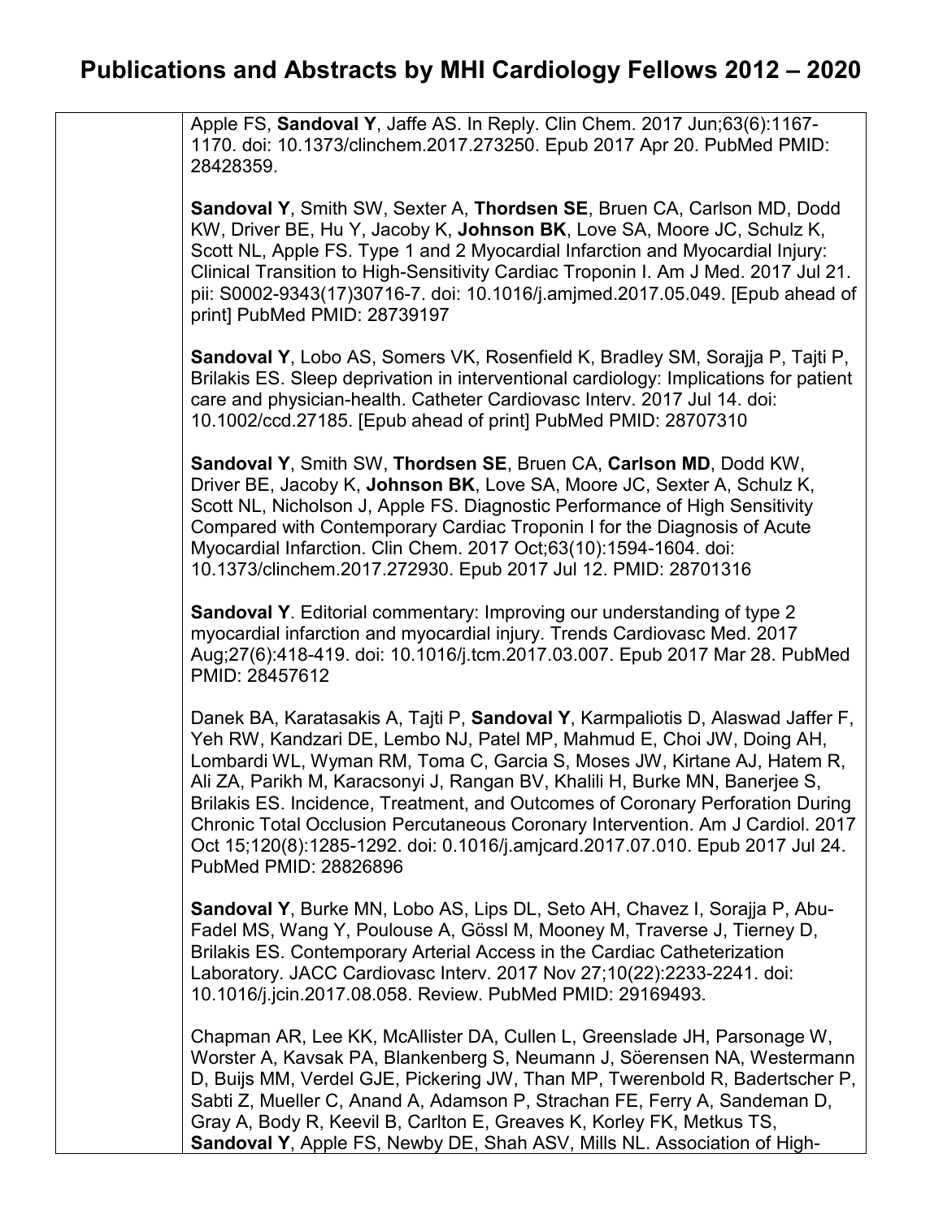# Publications and Abstracts by MHI Cardiology Fellows 2012 – 2020

Apple FS, **Sandoval Y**, Jaffe AS. In Reply. Clin Chem. 2017 Jun;63(6):1167-1170. doi: 10.1373/clinchem.2017.273250. Epub 2017 Apr 20. PubMed PMID: 28428359.

**Sandoval Y**, Smith SW, Sexter A, **Thordsen SE**, Bruen CA, Carlson MD, Dodd KW, Driver BE, Hu Y, Jacoby K, **Johnson BK**, Love SA, Moore JC, Schulz K, Scott NL, Apple FS. Type 1 and 2 Myocardial Infarction and Myocardial Injury: Clinical Transition to High-Sensitivity Cardiac Troponin I. Am J Med. 2017 Jul 21. pii: S0002-9343(17)30716-7. doi: 10.1016/j.amjmed.2017.05.049. [Epub ahead of print] PubMed PMID: 28739197

**Sandoval Y**, Lobo AS, Somers VK, Rosenfield K, Bradley SM, Sorajja P, Tajti P, Brilakis ES. Sleep deprivation in interventional cardiology: Implications for patient care and physician-health. Catheter Cardiovasc Interv. 2017 Jul 14. doi: 10.1002/ccd.27185. [Epub ahead of print] PubMed PMID: 28707310

**Sandoval Y**, Smith SW, **Thordsen SE**, Bruen CA, **Carlson MD**, Dodd KW, Driver BE, Jacoby K, **Johnson BK**, Love SA, Moore JC, Sexter A, Schulz K, Scott NL, Nicholson J, Apple FS. Diagnostic Performance of High Sensitivity Compared with Contemporary Cardiac Troponin I for the Diagnosis of Acute Myocardial Infarction. Clin Chem. 2017 Oct;63(10):1594-1604. doi: 10.1373/clinchem.2017.272930. Epub 2017 Jul 12. PMID: 28701316

**Sandoval Y**. Editorial commentary: Improving our understanding of type 2 myocardial infarction and myocardial injury. Trends Cardiovasc Med. 2017 Aug;27(6):418-419. doi: 10.1016/j.tcm.2017.03.007. Epub 2017 Mar 28. PubMed PMID: 28457612

Danek BA, Karatasakis A, Tajti P, **Sandoval Y**, Karmpaliotis D, Alaswad Jaffer F, Yeh RW, Kandzari DE, Lembo NJ, Patel MP, Mahmud E, Choi JW, Doing AH, Lombardi WL, Wyman RM, Toma C, Garcia S, Moses JW, Kirtane AJ, Hatem R, Ali ZA, Parikh M, Karacsonyi J, Rangan BV, Khalili H, Burke MN, Banerjee S, Brilakis ES. Incidence, Treatment, and Outcomes of Coronary Perforation During Chronic Total Occlusion Percutaneous Coronary Intervention. Am J Cardiol. 2017 Oct 15;120(8):1285-1292. doi: 0.1016/j.amjcard.2017.07.010. Epub 2017 Jul 24. PubMed PMID: 28826896

**Sandoval Y**, Burke MN, Lobo AS, Lips DL, Seto AH, Chavez I, Sorajja P, Abu-Fadel MS, Wang Y, Poulouse A, Gössl M, Mooney M, Traverse J, Tierney D, Brilakis ES. Contemporary Arterial Access in the Cardiac Catheterization Laboratory. JACC Cardiovasc Interv. 2017 Nov 27;10(22):2233-2241. doi: 10.1016/j.jcin.2017.08.058. Review. PubMed PMID: 29169493.

Chapman AR, Lee KK, McAllister DA, Cullen L, Greenslade JH, Parsonage W, Worster A, Kavsak PA, Blankenberg S, Neumann J, Söerensen NA, Westermann D, Buijs MM, Verdel GJE, Pickering JW, Than MP, Twerenbold R, Badertscher P, Sabti Z, Mueller C, Anand A, Adamson P, Strachan FE, Ferry A, Sandeman D, Gray A, Body R, Keevil B, Carlton E, Greaves K, Korley FK, Metkus TS, **Sandoval Y**, Apple FS, Newby DE, Shah ASV, Mills NL. Association of High-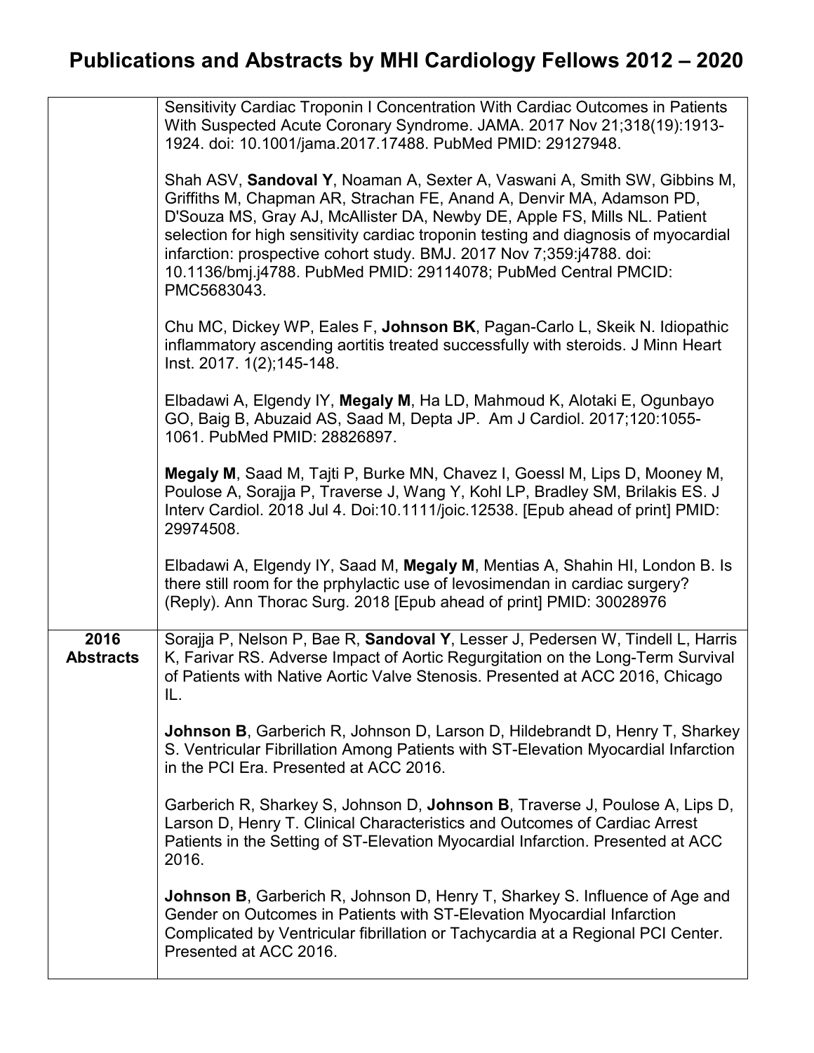# Publications and Abstracts by MHI Cardiology Fellows 2012 – 2020

| | |
|---|---|
| | Sensitivity Cardiac Troponin I Concentration With Cardiac Outcomes in Patients With Suspected Acute Coronary Syndrome. JAMA. 2017 Nov 21;318(19):1913-1924. doi: 10.1001/jama.2017.17488. PubMed PMID: 29127948.<br><br>Shah ASV, **Sandoval Y**, Noaman A, Sexter A, Vaswani A, Smith SW, Gibbins M, Griffiths M, Chapman AR, Strachan FE, Anand A, Denvir MA, Adamson PD, D'Souza MS, Gray AJ, McAllister DA, Newby DE, Apple FS, Mills NL. Patient selection for high sensitivity cardiac troponin testing and diagnosis of myocardial infarction: prospective cohort study. BMJ. 2017 Nov 7;359:j4788. doi: 10.1136/bmj.j4788. PubMed PMID: 29114078; PubMed Central PMCID: PMC5683043.<br><br>Chu MC, Dickey WP, Eales F, **Johnson BK**, Pagan-Carlo L, Skeik N. Idiopathic inflammatory ascending aortitis treated successfully with steroids. J Minn Heart Inst. 2017. 1(2);145-148.<br><br>Elbadawi A, Elgendy IY, **Megaly M**, Ha LD, Mahmoud K, Alotaki E, Ogunbayo GO, Baig B, Abuzaid AS, Saad M, Depta JP. Am J Cardiol. 2017;120:1055-1061. PubMed PMID: 28826897.<br><br>**Megaly M**, Saad M, Tajti P, Burke MN, Chavez I, Goessl M, Lips D, Mooney M, Poulose A, Sorajja P, Traverse J, Wang Y, Kohl LP, Bradley SM, Brilakis ES. J Interv Cardiol. 2018 Jul 4. Doi:10.1111/joic.12538. [Epub ahead of print] PMID: 29974508.<br><br>Elbadawi A, Elgendy IY, Saad M, **Megaly M**, Mentias A, Shahin HI, London B. Is there still room for the prphylactic use of levosimendan in cardiac surgery? (Reply). Ann Thorac Surg. 2018 [Epub ahead of print] PMID: 30028976 |
| **2016 Abstracts** | Sorajja P, Nelson P, Bae R, **Sandoval Y**, Lesser J, Pedersen W, Tindell L, Harris K, Farivar RS. Adverse Impact of Aortic Regurgitation on the Long-Term Survival of Patients with Native Aortic Valve Stenosis. Presented at ACC 2016, Chicago IL.<br><br>**Johnson B**, Garberich R, Johnson D, Larson D, Hildebrandt D, Henry T, Sharkey S. Ventricular Fibrillation Among Patients with ST-Elevation Myocardial Infarction in the PCI Era. Presented at ACC 2016.<br><br>Garberich R, Sharkey S, Johnson D, **Johnson B**, Traverse J, Poulose A, Lips D, Larson D, Henry T. Clinical Characteristics and Outcomes of Cardiac Arrest Patients in the Setting of ST-Elevation Myocardial Infarction. Presented at ACC 2016.<br><br>**Johnson B**, Garberich R, Johnson D, Henry T, Sharkey S. Influence of Age and Gender on Outcomes in Patients with ST-Elevation Myocardial Infarction Complicated by Ventricular fibrillation or Tachycardia at a Regional PCI Center. Presented at ACC 2016. |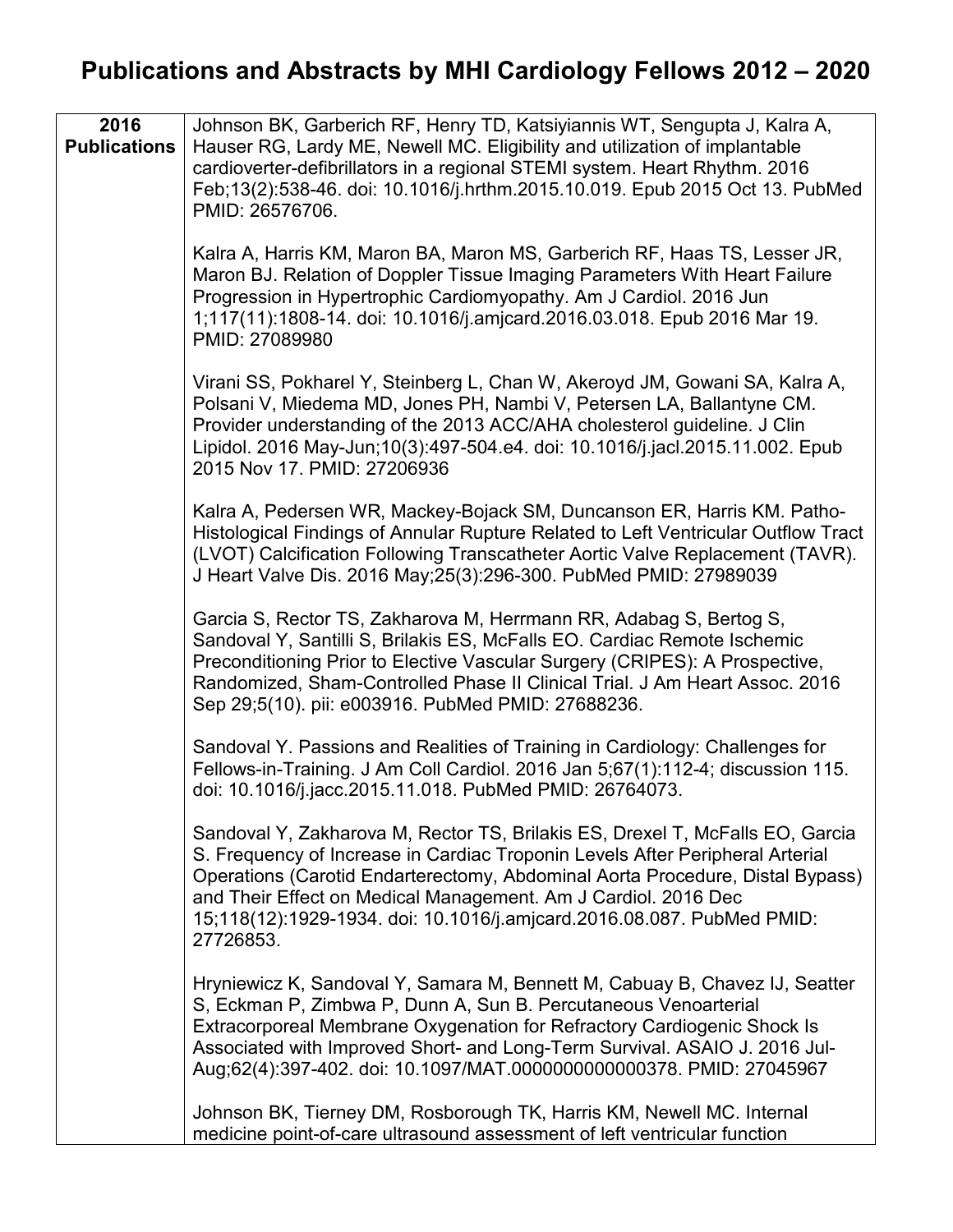# Publications and Abstracts by MHI Cardiology Fellows 2012 – 2020

| **2016 Publications** | Johnson BK, Garberich RF, Henry TD, Katsiyiannis WT, Sengupta J, Kalra A, Hauser RG, Lardy ME, Newell MC. Eligibility and utilization of implantable cardioverter-defibrillators in a regional STEMI system. Heart Rhythm. 2016 Feb;13(2):538-46. doi: 10.1016/j.hrthm.2015.10.019. Epub 2015 Oct 13. PubMed PMID: 26576706.<br><br>Kalra A, Harris KM, Maron BA, Maron MS, Garberich RF, Haas TS, Lesser JR, Maron BJ. Relation of Doppler Tissue Imaging Parameters With Heart Failure Progression in Hypertrophic Cardiomyopathy. Am J Cardiol. 2016 Jun 1;117(11):1808-14. doi: 10.1016/j.amjcard.2016.03.018. Epub 2016 Mar 19. PMID: 27089980<br><br>Virani SS, Pokharel Y, Steinberg L, Chan W, Akeroyd JM, Gowani SA, Kalra A, Polsani V, Miedema MD, Jones PH, Nambi V, Petersen LA, Ballantyne CM. Provider understanding of the 2013 ACC/AHA cholesterol guideline. J Clin Lipidol. 2016 May-Jun;10(3):497-504.e4. doi: 10.1016/j.jacl.2015.11.002. Epub 2015 Nov 17. PMID: 27206936<br><br>Kalra A, Pedersen WR, Mackey-Bojack SM, Duncanson ER, Harris KM. Patho-Histological Findings of Annular Rupture Related to Left Ventricular Outflow Tract (LVOT) Calcification Following Transcatheter Aortic Valve Replacement (TAVR). J Heart Valve Dis. 2016 May;25(3):296-300. PubMed PMID: 27989039<br><br>Garcia S, Rector TS, Zakharova M, Herrmann RR, Adabag S, Bertog S, Sandoval Y, Santilli S, Brilakis ES, McFalls EO. Cardiac Remote Ischemic Preconditioning Prior to Elective Vascular Surgery (CRIPES): A Prospective, Randomized, Sham-Controlled Phase II Clinical Trial. J Am Heart Assoc. 2016 Sep 29;5(10). pii: e003916. PubMed PMID: 27688236.<br><br>Sandoval Y. Passions and Realities of Training in Cardiology: Challenges for Fellows-in-Training. J Am Coll Cardiol. 2016 Jan 5;67(1):112-4; discussion 115. doi: 10.1016/j.jacc.2015.11.018. PubMed PMID: 26764073.<br><br>Sandoval Y, Zakharova M, Rector TS, Brilakis ES, Drexel T, McFalls EO, Garcia S. Frequency of Increase in Cardiac Troponin Levels After Peripheral Arterial Operations (Carotid Endarterectomy, Abdominal Aorta Procedure, Distal Bypass) and Their Effect on Medical Management. Am J Cardiol. 2016 Dec 15;118(12):1929-1934. doi: 10.1016/j.amjcard.2016.08.087. PubMed PMID: 27726853.<br><br>Hryniewicz K, Sandoval Y, Samara M, Bennett M, Cabuay B, Chavez IJ, Seatter S, Eckman P, Zimbwa P, Dunn A, Sun B. Percutaneous Venoarterial Extracorporeal Membrane Oxygenation for Refractory Cardiogenic Shock Is Associated with Improved Short- and Long-Term Survival. ASAIO J. 2016 Jul-Aug;62(4):397-402. doi: 10.1097/MAT.0000000000000378. PMID: 27045967<br><br>Johnson BK, Tierney DM, Rosborough TK, Harris KM, Newell MC. Internal medicine point-of-care ultrasound assessment of left ventricular function |
|---|---|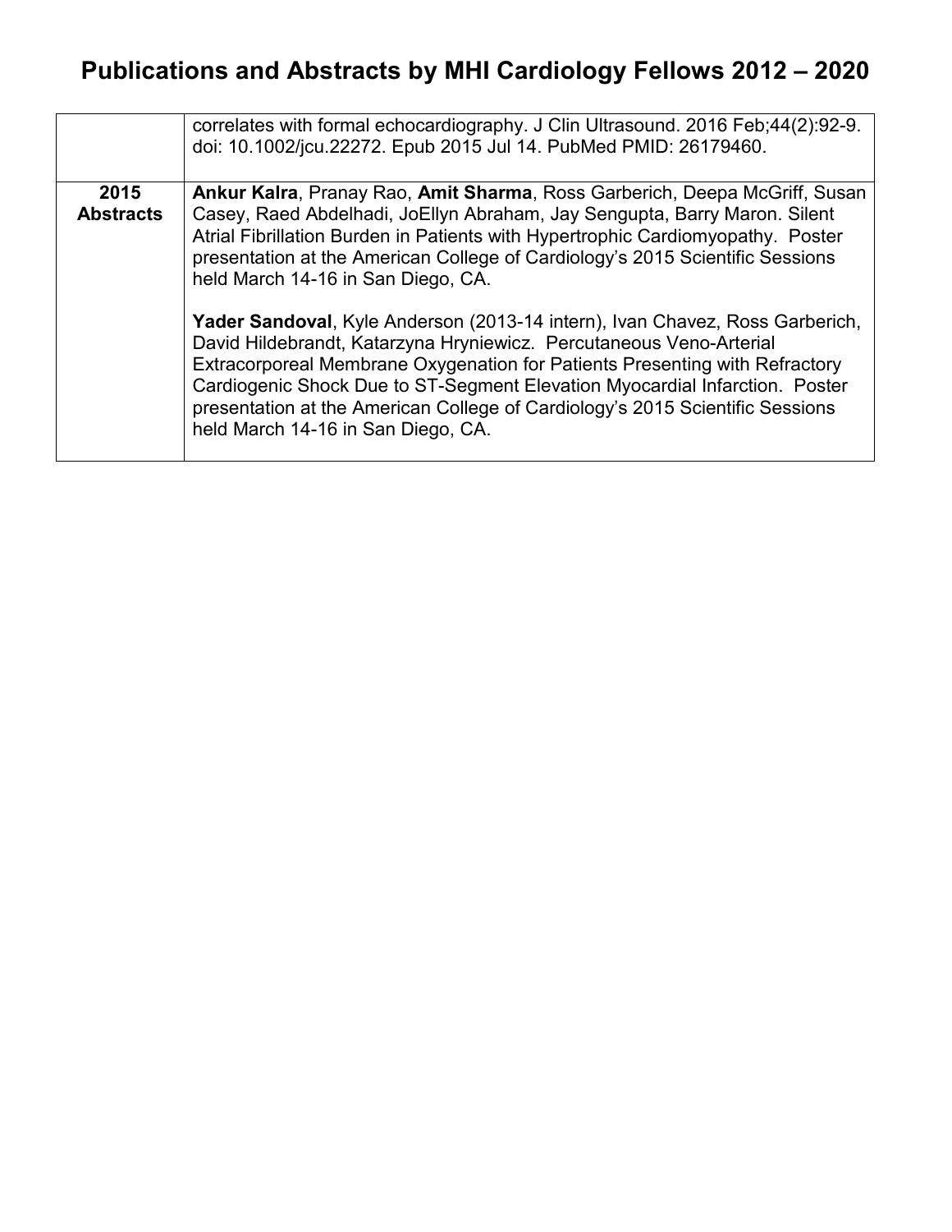# Publications and Abstracts by MHI Cardiology Fellows 2012 – 2020

| | |
|---|---|
| | correlates with formal echocardiography. J Clin Ultrasound. 2016 Feb;44(2):92-9. doi: 10.1002/jcu.22272. Epub 2015 Jul 14. PubMed PMID: 26179460. |
| **2015 Abstracts** | **Ankur Kalra**, Pranay Rao, **Amit Sharma**, Ross Garberich, Deepa McGriff, Susan Casey, Raed Abdelhadi, JoEllyn Abraham, Jay Sengupta, Barry Maron. Silent Atrial Fibrillation Burden in Patients with Hypertrophic Cardiomyopathy. Poster presentation at the American College of Cardiology's 2015 Scientific Sessions held March 14-16 in San Diego, CA.<br><br>**Yader Sandoval**, Kyle Anderson (2013-14 intern), Ivan Chavez, Ross Garberich, David Hildebrandt, Katarzyna Hryniewicz. Percutaneous Veno-Arterial Extracorporeal Membrane Oxygenation for Patients Presenting with Refractory Cardiogenic Shock Due to ST-Segment Elevation Myocardial Infarction. Poster presentation at the American College of Cardiology's 2015 Scientific Sessions held March 14-16 in San Diego, CA. |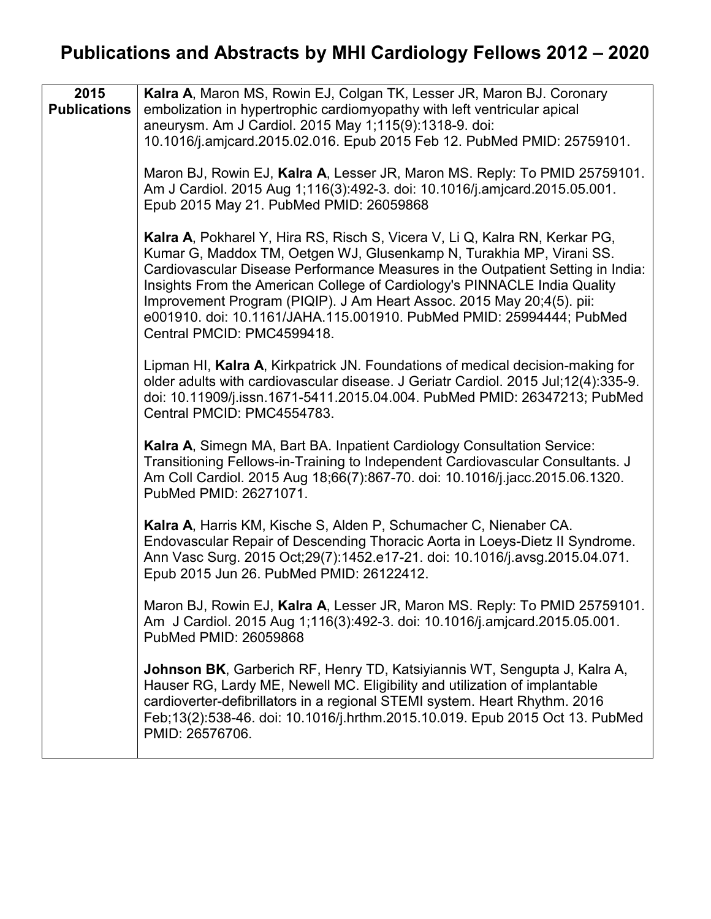# Publications and Abstracts by MHI Cardiology Fellows 2012 – 2020

| **2015 Publications** | **Kalra A**, Maron MS, Rowin EJ, Colgan TK, Lesser JR, Maron BJ. Coronary embolization in hypertrophic cardiomyopathy with left ventricular apical aneurysm. Am J Cardiol. 2015 May 1;115(9):1318-9. doi: 10.1016/j.amjcard.2015.02.016. Epub 2015 Feb 12. PubMed PMID: 25759101.<br><br>Maron BJ, Rowin EJ, **Kalra A**, Lesser JR, Maron MS. Reply: To PMID 25759101. Am J Cardiol. 2015 Aug 1;116(3):492-3. doi: 10.1016/j.amjcard.2015.05.001. Epub 2015 May 21. PubMed PMID: 26059868<br><br>**Kalra A**, Pokharel Y, Hira RS, Risch S, Vicera V, Li Q, Kalra RN, Kerkar PG, Kumar G, Maddox TM, Oetgen WJ, Glusenkamp N, Turakhia MP, Virani SS. Cardiovascular Disease Performance Measures in the Outpatient Setting in India: Insights From the American College of Cardiology's PINNACLE India Quality Improvement Program (PIQIP). J Am Heart Assoc. 2015 May 20;4(5). pii: e001910. doi: 10.1161/JAHA.115.001910. PubMed PMID: 25994444; PubMed Central PMCID: PMC4599418.<br><br>Lipman HI, **Kalra A**, Kirkpatrick JN. Foundations of medical decision-making for older adults with cardiovascular disease. J Geriatr Cardiol. 2015 Jul;12(4):335-9. doi: 10.11909/j.issn.1671-5411.2015.04.004. PubMed PMID: 26347213; PubMed Central PMCID: PMC4554783.<br><br>**Kalra A**, Simegn MA, Bart BA. Inpatient Cardiology Consultation Service: Transitioning Fellows-in-Training to Independent Cardiovascular Consultants. J Am Coll Cardiol. 2015 Aug 18;66(7):867-70. doi: 10.1016/j.jacc.2015.06.1320. PubMed PMID: 26271071.<br><br>**Kalra A**, Harris KM, Kische S, Alden P, Schumacher C, Nienaber CA. Endovascular Repair of Descending Thoracic Aorta in Loeys-Dietz II Syndrome. Ann Vasc Surg. 2015 Oct;29(7):1452.e17-21. doi: 10.1016/j.avsg.2015.04.071. Epub 2015 Jun 26. PubMed PMID: 26122412.<br><br>Maron BJ, Rowin EJ, **Kalra A**, Lesser JR, Maron MS. Reply: To PMID 25759101. Am J Cardiol. 2015 Aug 1;116(3):492-3. doi: 10.1016/j.amjcard.2015.05.001. PubMed PMID: 26059868<br><br>**Johnson BK**, Garberich RF, Henry TD, Katsiyiannis WT, Sengupta J, Kalra A, Hauser RG, Lardy ME, Newell MC. Eligibility and utilization of implantable cardioverter-defibrillators in a regional STEMI system. Heart Rhythm. 2016 Feb;13(2):538-46. doi: 10.1016/j.hrthm.2015.10.019. Epub 2015 Oct 13. PubMed PMID: 26576706. |
|---|---|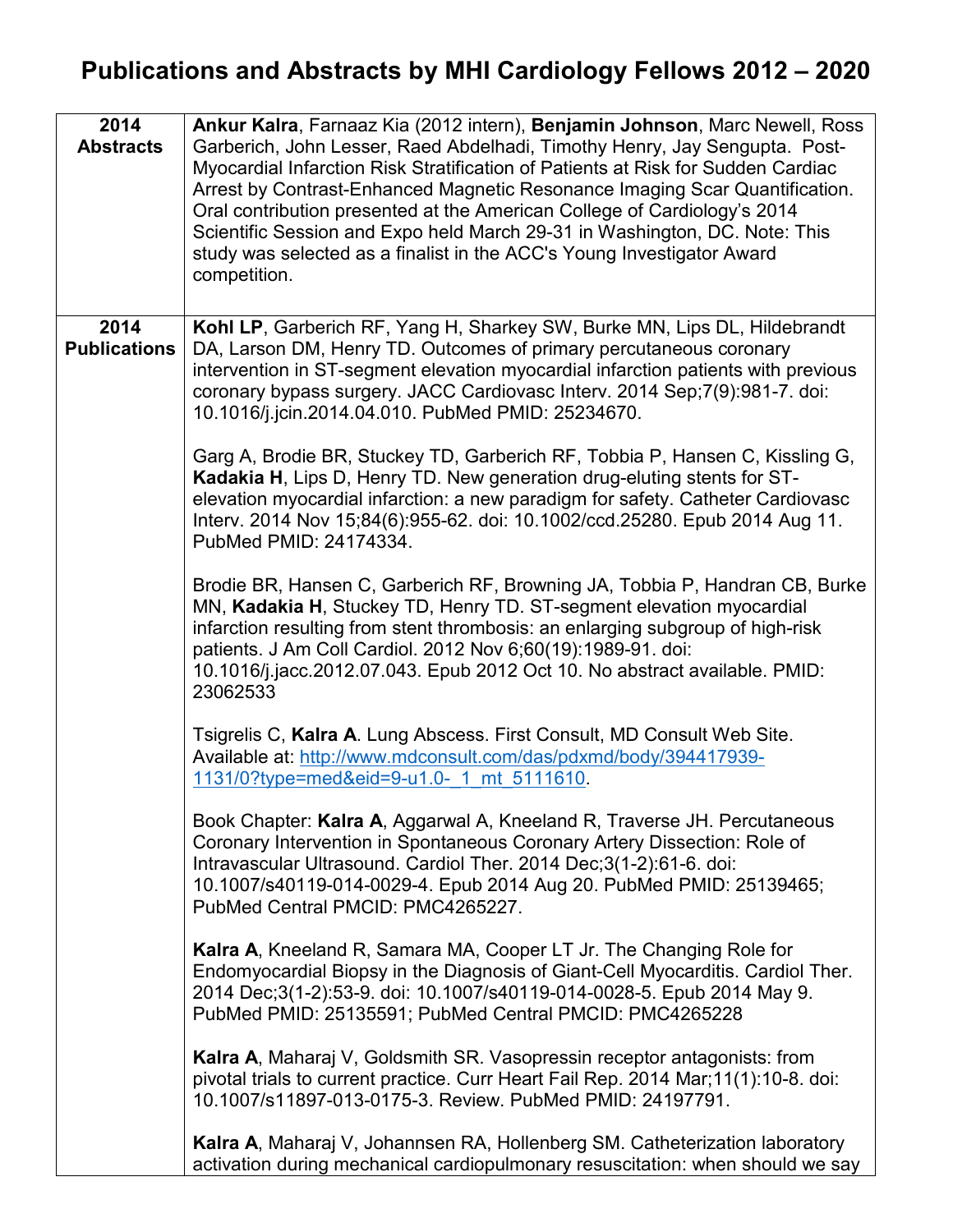# Publications and Abstracts by MHI Cardiology Fellows 2012 – 2020

| | |
|---|---|
| **2014 Abstracts** | **Ankur Kalra**, Farnaaz Kia (2012 intern), **Benjamin Johnson**, Marc Newell, Ross Garberich, John Lesser, Raed Abdelhadi, Timothy Henry, Jay Sengupta. Post-Myocardial Infarction Risk Stratification of Patients at Risk for Sudden Cardiac Arrest by Contrast-Enhanced Magnetic Resonance Imaging Scar Quantification. Oral contribution presented at the American College of Cardiology's 2014 Scientific Session and Expo held March 29-31 in Washington, DC. Note: This study was selected as a finalist in the ACC's Young Investigator Award competition. |
| **2014 Publications** | **Kohl LP**, Garberich RF, Yang H, Sharkey SW, Burke MN, Lips DL, Hildebrandt DA, Larson DM, Henry TD. Outcomes of primary percutaneous coronary intervention in ST-segment elevation myocardial infarction patients with previous coronary bypass surgery. JACC Cardiovasc Interv. 2014 Sep;7(9):981-7. doi: 10.1016/j.jcin.2014.04.010. PubMed PMID: 25234670.<br><br>Garg A, Brodie BR, Stuckey TD, Garberich RF, Tobbia P, Hansen C, Kissling G, **Kadakia H**, Lips D, Henry TD. New generation drug-eluting stents for ST-elevation myocardial infarction: a new paradigm for safety. Catheter Cardiovasc Interv. 2014 Nov 15;84(6):955-62. doi: 10.1002/ccd.25280. Epub 2014 Aug 11. PubMed PMID: 24174334.<br><br>Brodie BR, Hansen C, Garberich RF, Browning JA, Tobbia P, Handran CB, Burke MN, **Kadakia H**, Stuckey TD, Henry TD. ST-segment elevation myocardial infarction resulting from stent thrombosis: an enlarging subgroup of high-risk patients. J Am Coll Cardiol. 2012 Nov 6;60(19):1989-91. doi: 10.1016/j.jacc.2012.07.043. Epub 2012 Oct 10. No abstract available. PMID: 23062533<br><br>Tsigrelis C, **Kalra A**. Lung Abscess. First Consult, MD Consult Web Site. Available at: [http://www.mdconsult.com/das/pdxmd/body/394417939-1131/0?type=med&eid=9-u1.0-_1_mt_5111610](http://www.mdconsult.com/das/pdxmd/body/394417939-1131/0?type=med&eid=9-u1.0-_1_mt_5111610).<br><br>Book Chapter: **Kalra A**, Aggarwal A, Kneeland R, Traverse JH. Percutaneous Coronary Intervention in Spontaneous Coronary Artery Dissection: Role of Intravascular Ultrasound. Cardiol Ther. 2014 Dec;3(1-2):61-6. doi: 10.1007/s40119-014-0029-4. Epub 2014 Aug 20. PubMed PMID: 25139465; PubMed Central PMCID: PMC4265227.<br><br>**Kalra A**, Kneeland R, Samara MA, Cooper LT Jr. The Changing Role for Endomyocardial Biopsy in the Diagnosis of Giant-Cell Myocarditis. Cardiol Ther. 2014 Dec;3(1-2):53-9. doi: 10.1007/s40119-014-0028-5. Epub 2014 May 9. PubMed PMID: 25135591; PubMed Central PMCID: PMC4265228<br><br>**Kalra A**, Maharaj V, Goldsmith SR. Vasopressin receptor antagonists: from pivotal trials to current practice. Curr Heart Fail Rep. 2014 Mar;11(1):10-8. doi: 10.1007/s11897-013-0175-3. Review. PubMed PMID: 24197791.<br><br>**Kalra A**, Maharaj V, Johannsen RA, Hollenberg SM. Catheterization laboratory activation during mechanical cardiopulmonary resuscitation: when should we say |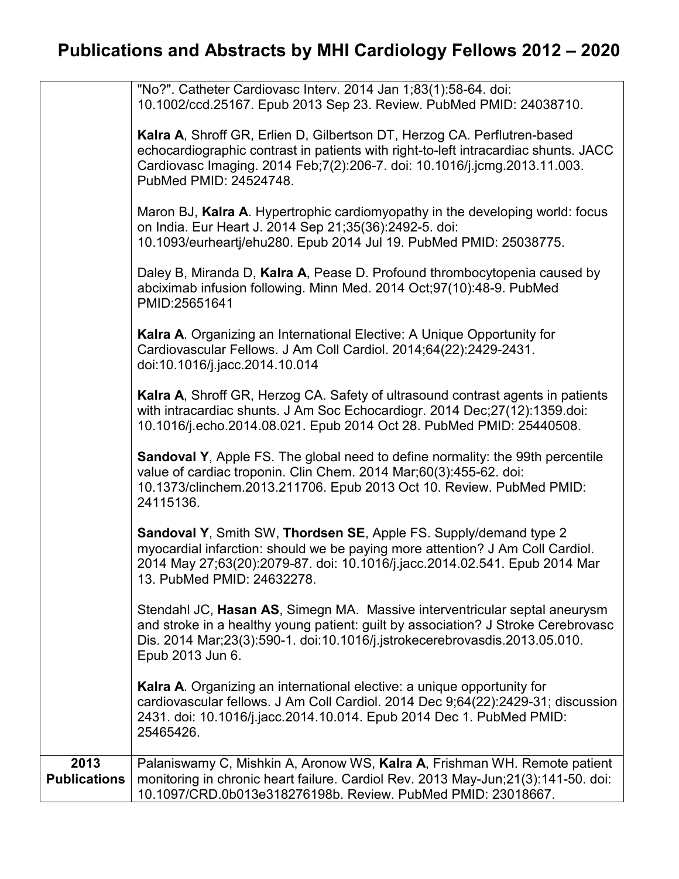# Publications and Abstracts by MHI Cardiology Fellows 2012 – 2020

| | |
|---|---|
| | "No?". Catheter Cardiovasc Interv. 2014 Jan 1;83(1):58-64. doi: 10.1002/ccd.25167. Epub 2013 Sep 23. Review. PubMed PMID: 24038710.<br><br>**Kalra A**, Shroff GR, Erlien D, Gilbertson DT, Herzog CA. Perflutren-based echocardiographic contrast in patients with right-to-left intracardiac shunts. JACC Cardiovasc Imaging. 2014 Feb;7(2):206-7. doi: 10.1016/j.jcmg.2013.11.003. PubMed PMID: 24524748.<br><br>Maron BJ, **Kalra A**. Hypertrophic cardiomyopathy in the developing world: focus on India. Eur Heart J. 2014 Sep 21;35(36):2492-5. doi: 10.1093/eurheartj/ehu280. Epub 2014 Jul 19. PubMed PMID: 25038775.<br><br>Daley B, Miranda D, **Kalra A**, Pease D. Profound thrombocytopenia caused by abciximab infusion following. Minn Med. 2014 Oct;97(10):48-9. PubMed PMID:25651641<br><br>**Kalra A**. Organizing an International Elective: A Unique Opportunity for Cardiovascular Fellows. J Am Coll Cardiol. 2014;64(22):2429-2431. doi:10.1016/j.jacc.2014.10.014<br><br>**Kalra A**, Shroff GR, Herzog CA. Safety of ultrasound contrast agents in patients with intracardiac shunts. J Am Soc Echocardiogr. 2014 Dec;27(12):1359.doi: 10.1016/j.echo.2014.08.021. Epub 2014 Oct 28. PubMed PMID: 25440508.<br><br>**Sandoval Y**, Apple FS. The global need to define normality: the 99th percentile value of cardiac troponin. Clin Chem. 2014 Mar;60(3):455-62. doi: 10.1373/clinchem.2013.211706. Epub 2013 Oct 10. Review. PubMed PMID: 24115136.<br><br>**Sandoval Y**, Smith SW, **Thordsen SE**, Apple FS. Supply/demand type 2 myocardial infarction: should we be paying more attention? J Am Coll Cardiol. 2014 May 27;63(20):2079-87. doi: 10.1016/j.jacc.2014.02.541. Epub 2014 Mar 13. PubMed PMID: 24632278.<br><br>Stendahl JC, **Hasan AS**, Simegn MA. Massive interventricular septal aneurysm and stroke in a healthy young patient: guilt by association? J Stroke Cerebrovasc Dis. 2014 Mar;23(3):590-1. doi:10.1016/j.jstrokecerebrovasdis.2013.05.010. Epub 2013 Jun 6.<br><br>**Kalra A**. Organizing an international elective: a unique opportunity for cardiovascular fellows. J Am Coll Cardiol. 2014 Dec 9;64(22):2429-31; discussion 2431. doi: 10.1016/j.jacc.2014.10.014. Epub 2014 Dec 1. PubMed PMID: 25465426. |
| **2013 Publications** | Palaniswamy C, Mishkin A, Aronow WS, **Kalra A**, Frishman WH. Remote patient monitoring in chronic heart failure. Cardiol Rev. 2013 May-Jun;21(3):141-50. doi: 10.1097/CRD.0b013e318276198b. Review. PubMed PMID: 23018667. |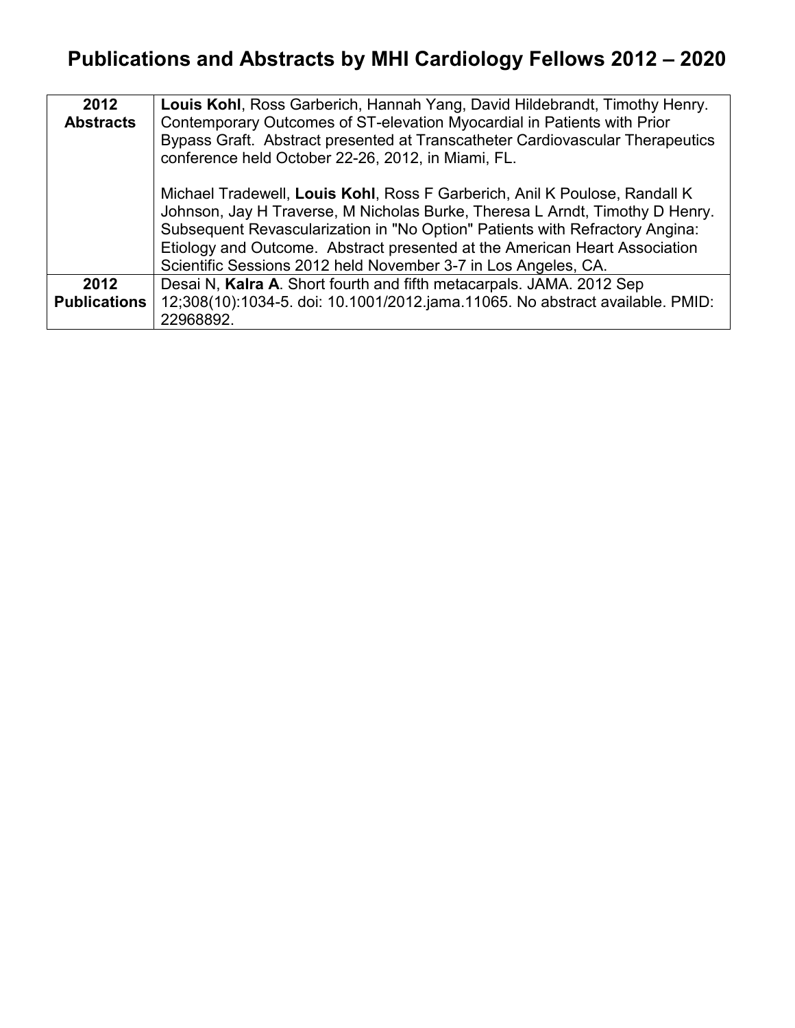# Publications and Abstracts by MHI Cardiology Fellows 2012 – 2020

| | |
|---|---|
| **2012 Abstracts** | **Louis Kohl**, Ross Garberich, Hannah Yang, David Hildebrandt, Timothy Henry. Contemporary Outcomes of ST-elevation Myocardial in Patients with Prior Bypass Graft. Abstract presented at Transcatheter Cardiovascular Therapeutics conference held October 22-26, 2012, in Miami, FL.<br><br>Michael Tradewell, **Louis Kohl**, Ross F Garberich, Anil K Poulose, Randall K Johnson, Jay H Traverse, M Nicholas Burke, Theresa L Arndt, Timothy D Henry. Subsequent Revascularization in "No Option" Patients with Refractory Angina: Etiology and Outcome. Abstract presented at the American Heart Association Scientific Sessions 2012 held November 3-7 in Los Angeles, CA. |
| **2012 Publications** | Desai N, **Kalra A**. Short fourth and fifth metacarpals. JAMA. 2012 Sep 12;308(10):1034-5. doi: 10.1001/2012.jama.11065. No abstract available. PMID: 22968892. |